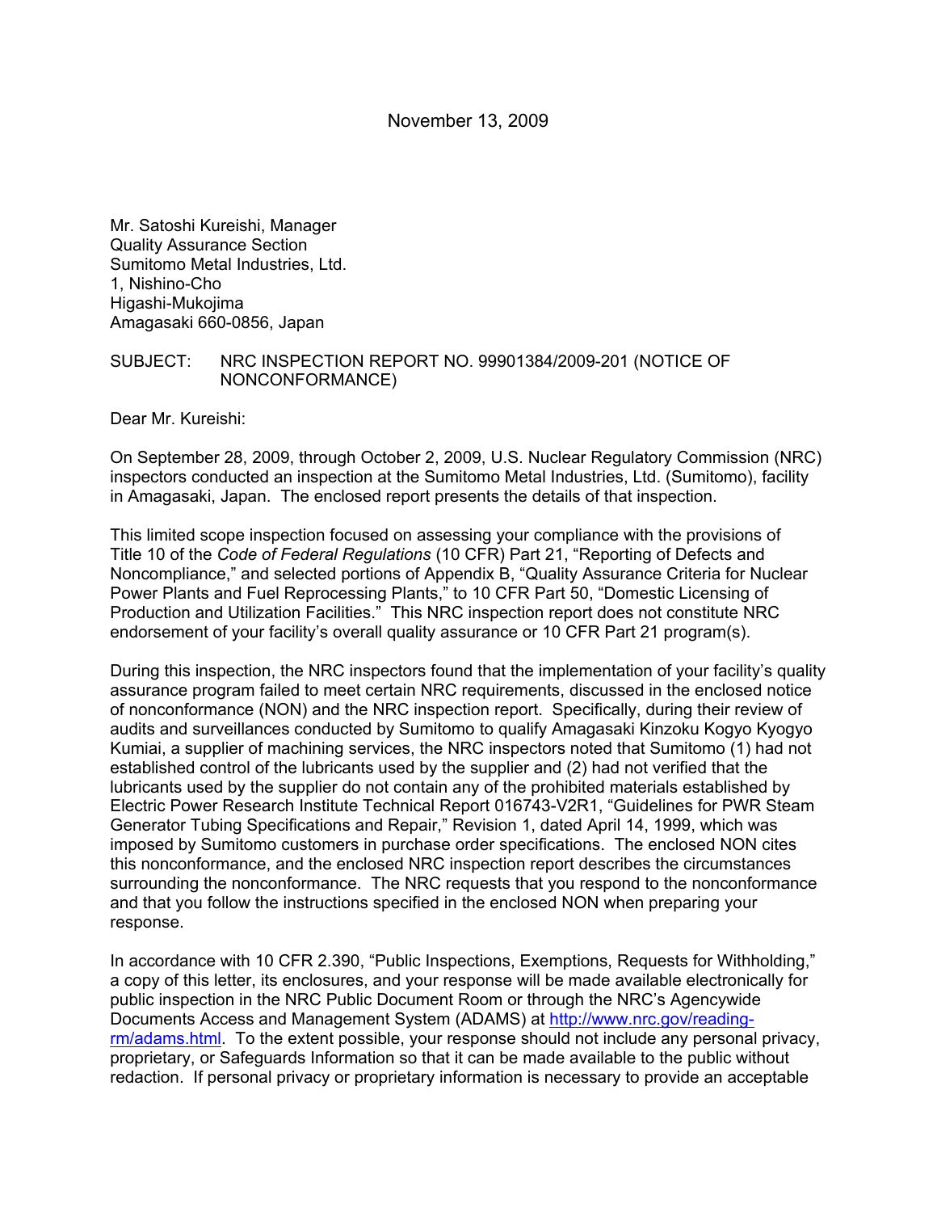November 13, 2009

Mr. Satoshi Kureishi, Manager
Quality Assurance Section
Sumitomo Metal Industries, Ltd.
1, Nishino-Cho
Higashi-Mukojima
Amagasaki 660-0856, Japan

SUBJECT: NRC INSPECTION REPORT NO. 99901384/2009-201 (NOTICE OF NONCONFORMANCE)

Dear Mr. Kureishi:

On September 28, 2009, through October 2, 2009, U.S. Nuclear Regulatory Commission (NRC) inspectors conducted an inspection at the Sumitomo Metal Industries, Ltd. (Sumitomo), facility in Amagasaki, Japan. The enclosed report presents the details of that inspection.

This limited scope inspection focused on assessing your compliance with the provisions of Title 10 of the *Code of Federal Regulations* (10 CFR) Part 21, "Reporting of Defects and Noncompliance," and selected portions of Appendix B, "Quality Assurance Criteria for Nuclear Power Plants and Fuel Reprocessing Plants," to 10 CFR Part 50, "Domestic Licensing of Production and Utilization Facilities." This NRC inspection report does not constitute NRC endorsement of your facility's overall quality assurance or 10 CFR Part 21 program(s).

During this inspection, the NRC inspectors found that the implementation of your facility's quality assurance program failed to meet certain NRC requirements, discussed in the enclosed notice of nonconformance (NON) and the NRC inspection report. Specifically, during their review of audits and surveillances conducted by Sumitomo to qualify Amagasaki Kinzoku Kogyo Kyogyo Kumiai, a supplier of machining services, the NRC inspectors noted that Sumitomo (1) had not established control of the lubricants used by the supplier and (2) had not verified that the lubricants used by the supplier do not contain any of the prohibited materials established by Electric Power Research Institute Technical Report 016743-V2R1, "Guidelines for PWR Steam Generator Tubing Specifications and Repair," Revision 1, dated April 14, 1999, which was imposed by Sumitomo customers in purchase order specifications. The enclosed NON cites this nonconformance, and the enclosed NRC inspection report describes the circumstances surrounding the nonconformance. The NRC requests that you respond to the nonconformance and that you follow the instructions specified in the enclosed NON when preparing your response.

In accordance with 10 CFR 2.390, "Public Inspections, Exemptions, Requests for Withholding," a copy of this letter, its enclosures, and your response will be made available electronically for public inspection in the NRC Public Document Room or through the NRC's Agencywide Documents Access and Management System (ADAMS) at [http://www.nrc.gov/reading-rm/adams.html](http://www.nrc.gov/reading-rm/adams.html). To the extent possible, your response should not include any personal privacy, proprietary, or Safeguards Information so that it can be made available to the public without redaction. If personal privacy or proprietary information is necessary to provide an acceptable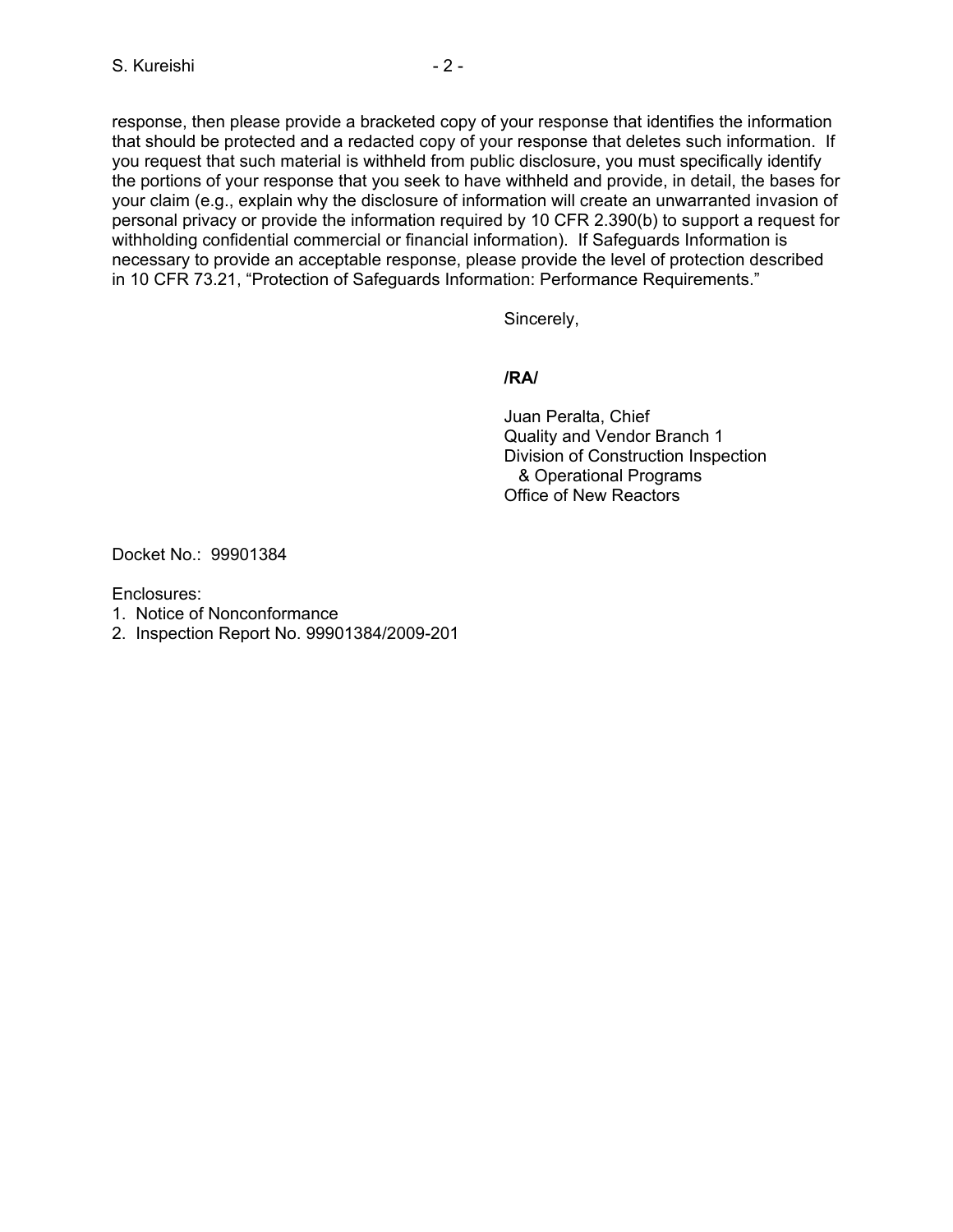response, then please provide a bracketed copy of your response that identifies the information that should be protected and a redacted copy of your response that deletes such information. If you request that such material is withheld from public disclosure, you must specifically identify the portions of your response that you seek to have withheld and provide, in detail, the bases for your claim (e.g., explain why the disclosure of information will create an unwarranted invasion of personal privacy or provide the information required by 10 CFR 2.390(b) to support a request for withholding confidential commercial or financial information). If Safeguards Information is necessary to provide an acceptable response, please provide the level of protection described in 10 CFR 73.21, "Protection of Safeguards Information: Performance Requirements."

Sincerely,

**/RA/**

Juan Peralta, Chief
Quality and Vendor Branch 1
Division of Construction Inspection
& Operational Programs
Office of New Reactors

Docket No.: 99901384

Enclosures:
1. Notice of Nonconformance
2. Inspection Report No. 99901384/2009-201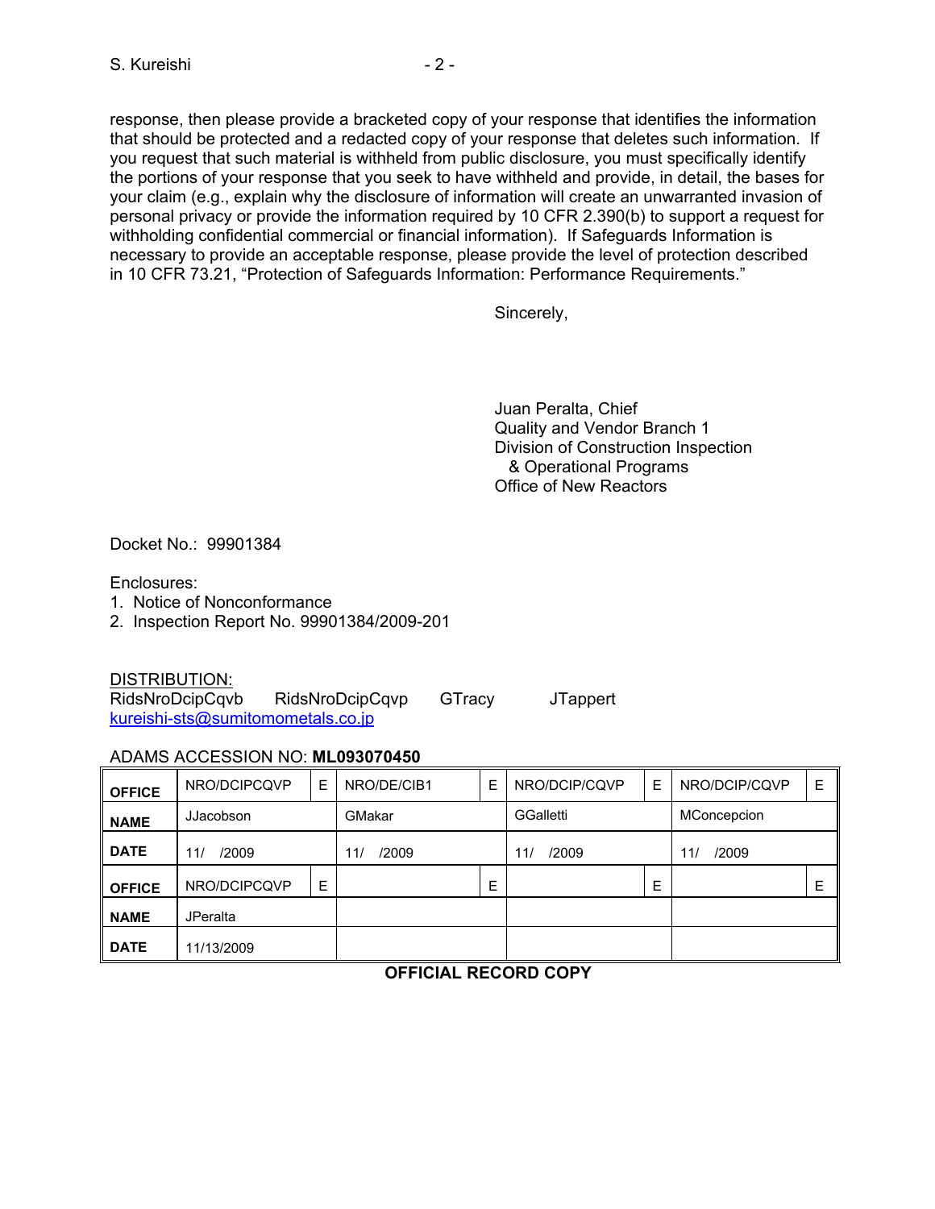response, then please provide a bracketed copy of your response that identifies the information that should be protected and a redacted copy of your response that deletes such information. If you request that such material is withheld from public disclosure, you must specifically identify the portions of your response that you seek to have withheld and provide, in detail, the bases for your claim (e.g., explain why the disclosure of information will create an unwarranted invasion of personal privacy or provide the information required by 10 CFR 2.390(b) to support a request for withholding confidential commercial or financial information). If Safeguards Information is necessary to provide an acceptable response, please provide the level of protection described in 10 CFR 73.21, "Protection of Safeguards Information: Performance Requirements."

Sincerely,

Juan Peralta, Chief
Quality and Vendor Branch 1
Division of Construction Inspection
& Operational Programs
Office of New Reactors

Docket No.: 99901384

Enclosures:
1. Notice of Nonconformance
2. Inspection Report No. 99901384/2009-201

DISTRIBUTION:
RidsNroDcipCqvb RidsNroDcipCqvp GTracy JTappert
kureishi-sts@sumitomometals.co.jp

ADAMS ACCESSION NO: **ML093070450**

| **OFFICE** | NRO/DCIPCQVP | E | NRO/DE/CIB1 | E | NRO/DCIP/CQVP | E | NRO/DCIP/CQVP | E |
|---|---|---|---|---|---|---|---|---|
| **NAME** | JJacobson | | GMakar | | GGalletti | | MConcepcion | |
| **DATE** | 11/ /2009 | | 11/ /2009 | | 11/ /2009 | | 11/ /2009 | |
| **OFFICE** | NRO/DCIPCQVP | E | | E | | E | | E |
| **NAME** | JPeralta | | | | | | | |
| **DATE** | 11/13/2009 | | | | | | | |

**OFFICIAL RECORD COPY**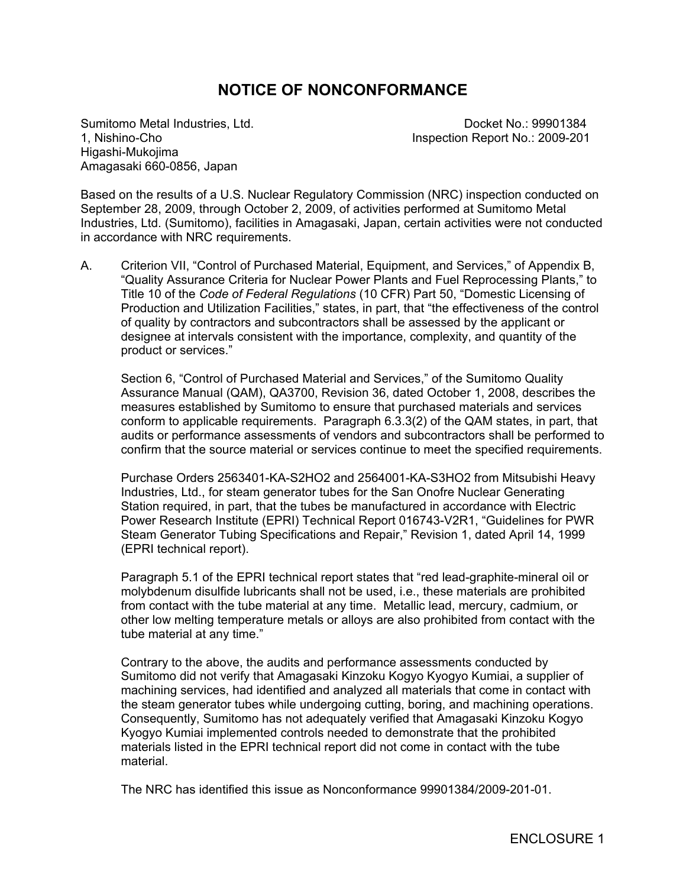# NOTICE OF NONCONFORMANCE

Sumitomo Metal Industries, Ltd.
1, Nishino-Cho
Higashi-Mukojima
Amagasaki 660-0856, Japan

Docket No.: 99901384
Inspection Report No.: 2009-201

Based on the results of a U.S. Nuclear Regulatory Commission (NRC) inspection conducted on September 28, 2009, through October 2, 2009, of activities performed at Sumitomo Metal Industries, Ltd. (Sumitomo), facilities in Amagasaki, Japan, certain activities were not conducted in accordance with NRC requirements.

A. Criterion VII, "Control of Purchased Material, Equipment, and Services," of Appendix B, "Quality Assurance Criteria for Nuclear Power Plants and Fuel Reprocessing Plants," to Title 10 of the *Code of Federal Regulations* (10 CFR) Part 50, "Domestic Licensing of Production and Utilization Facilities," states, in part, that "the effectiveness of the control of quality by contractors and subcontractors shall be assessed by the applicant or designee at intervals consistent with the importance, complexity, and quantity of the product or services."

   Section 6, "Control of Purchased Material and Services," of the Sumitomo Quality Assurance Manual (QAM), QA3700, Revision 36, dated October 1, 2008, describes the measures established by Sumitomo to ensure that purchased materials and services conform to applicable requirements. Paragraph 6.3.3(2) of the QAM states, in part, that audits or performance assessments of vendors and subcontractors shall be performed to confirm that the source material or services continue to meet the specified requirements.

   Purchase Orders 2563401-KA-S2HO2 and 2564001-KA-S3HO2 from Mitsubishi Heavy Industries, Ltd., for steam generator tubes for the San Onofre Nuclear Generating Station required, in part, that the tubes be manufactured in accordance with Electric Power Research Institute (EPRI) Technical Report 016743-V2R1, "Guidelines for PWR Steam Generator Tubing Specifications and Repair," Revision 1, dated April 14, 1999 (EPRI technical report).

   Paragraph 5.1 of the EPRI technical report states that "red lead-graphite-mineral oil or molybdenum disulfide lubricants shall not be used, i.e., these materials are prohibited from contact with the tube material at any time. Metallic lead, mercury, cadmium, or other low melting temperature metals or alloys are also prohibited from contact with the tube material at any time."

   Contrary to the above, the audits and performance assessments conducted by Sumitomo did not verify that Amagasaki Kinzoku Kogyo Kyogyo Kumiai, a supplier of machining services, had identified and analyzed all materials that come in contact with the steam generator tubes while undergoing cutting, boring, and machining operations. Consequently, Sumitomo has not adequately verified that Amagasaki Kinzoku Kogyo Kyogyo Kumiai implemented controls needed to demonstrate that the prohibited materials listed in the EPRI technical report did not come in contact with the tube material.

   The NRC has identified this issue as Nonconformance 99901384/2009-201-01.

ENCLOSURE 1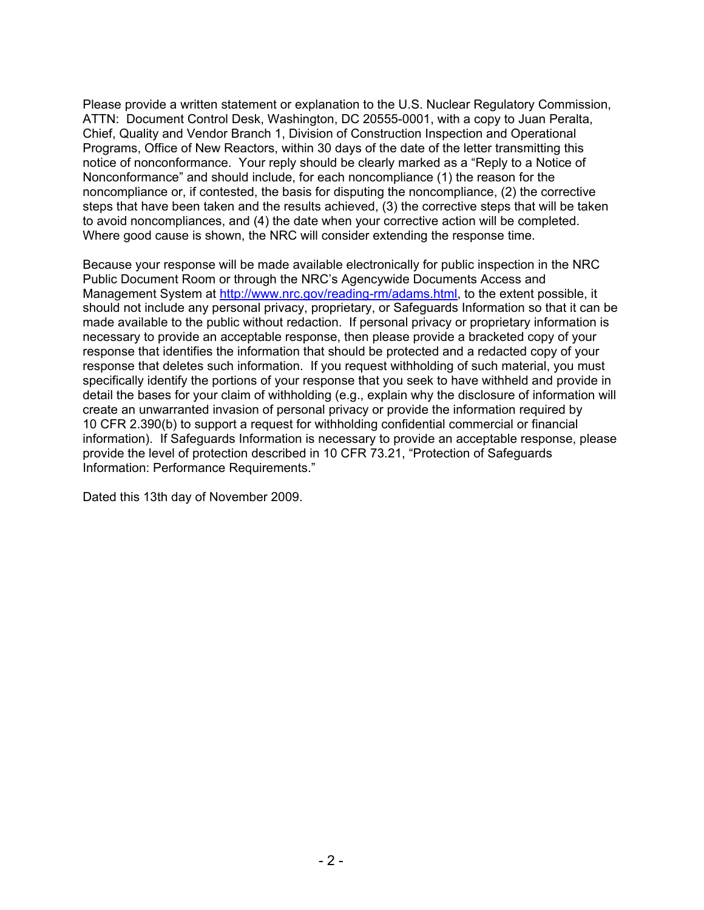Please provide a written statement or explanation to the U.S. Nuclear Regulatory Commission, ATTN: Document Control Desk, Washington, DC 20555-0001, with a copy to Juan Peralta, Chief, Quality and Vendor Branch 1, Division of Construction Inspection and Operational Programs, Office of New Reactors, within 30 days of the date of the letter transmitting this notice of nonconformance. Your reply should be clearly marked as a "Reply to a Notice of Nonconformance" and should include, for each noncompliance (1) the reason for the noncompliance or, if contested, the basis for disputing the noncompliance, (2) the corrective steps that have been taken and the results achieved, (3) the corrective steps that will be taken to avoid noncompliances, and (4) the date when your corrective action will be completed. Where good cause is shown, the NRC will consider extending the response time.

Because your response will be made available electronically for public inspection in the NRC Public Document Room or through the NRC's Agencywide Documents Access and Management System at http://www.nrc.gov/reading-rm/adams.html, to the extent possible, it should not include any personal privacy, proprietary, or Safeguards Information so that it can be made available to the public without redaction. If personal privacy or proprietary information is necessary to provide an acceptable response, then please provide a bracketed copy of your response that identifies the information that should be protected and a redacted copy of your response that deletes such information. If you request withholding of such material, you must specifically identify the portions of your response that you seek to have withheld and provide in detail the bases for your claim of withholding (e.g., explain why the disclosure of information will create an unwarranted invasion of personal privacy or provide the information required by 10 CFR 2.390(b) to support a request for withholding confidential commercial or financial information). If Safeguards Information is necessary to provide an acceptable response, please provide the level of protection described in 10 CFR 73.21, "Protection of Safeguards Information: Performance Requirements."

Dated this 13th day of November 2009.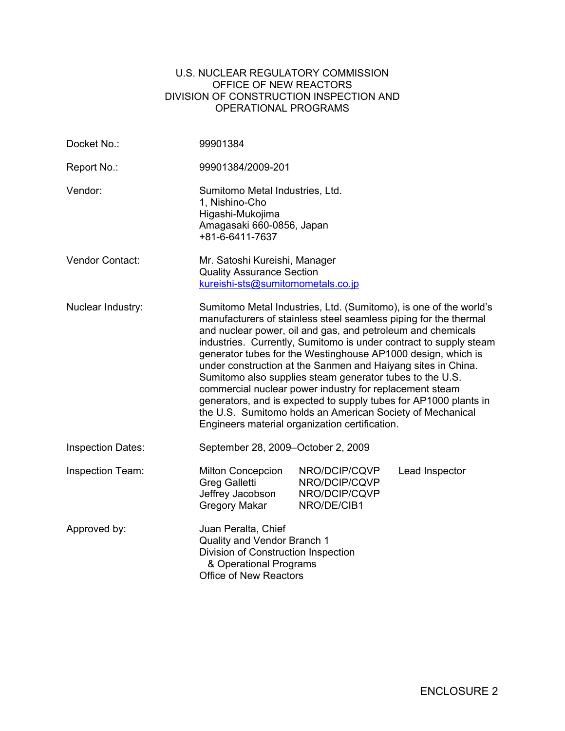U.S. NUCLEAR REGULATORY COMMISSION
OFFICE OF NEW REACTORS
DIVISION OF CONSTRUCTION INSPECTION AND
OPERATIONAL PROGRAMS

| | |
|---|---|
| Docket No.: | 99901384 |
| Report No.: | 99901384/2009-201 |
| Vendor: | Sumitomo Metal Industries, Ltd.<br>1, Nishino-Cho<br>Higashi-Mukojima<br>Amagasaki 660-0856, Japan<br>+81-6-6411-7637 |
| Vendor Contact: | Mr. Satoshi Kureishi, Manager<br>Quality Assurance Section<br>kureishi-sts@sumitomometals.co.jp |
| Nuclear Industry: | Sumitomo Metal Industries, Ltd. (Sumitomo), is one of the world's manufacturers of stainless steel seamless piping for the thermal and nuclear power, oil and gas, and petroleum and chemicals industries. Currently, Sumitomo is under contract to supply steam generator tubes for the Westinghouse AP1000 design, which is under construction at the Sanmen and Haiyang sites in China. Sumitomo also supplies steam generator tubes to the U.S. commercial nuclear power industry for replacement steam generators, and is expected to supply tubes for AP1000 plants in the U.S. Sumitomo holds an American Society of Mechanical Engineers material organization certification. |
| Inspection Dates: | September 28, 2009–October 2, 2009 |
| Inspection Team: | Milton Concepcion NRO/DCIP/CQVP Lead Inspector<br>Greg Galletti NRO/DCIP/CQVP<br>Jeffrey Jacobson NRO/DCIP/CQVP<br>Gregory Makar NRO/DE/CIB1 |
| Approved by: | Juan Peralta, Chief<br>Quality and Vendor Branch 1<br>Division of Construction Inspection<br>& Operational Programs<br>Office of New Reactors |

ENCLOSURE 2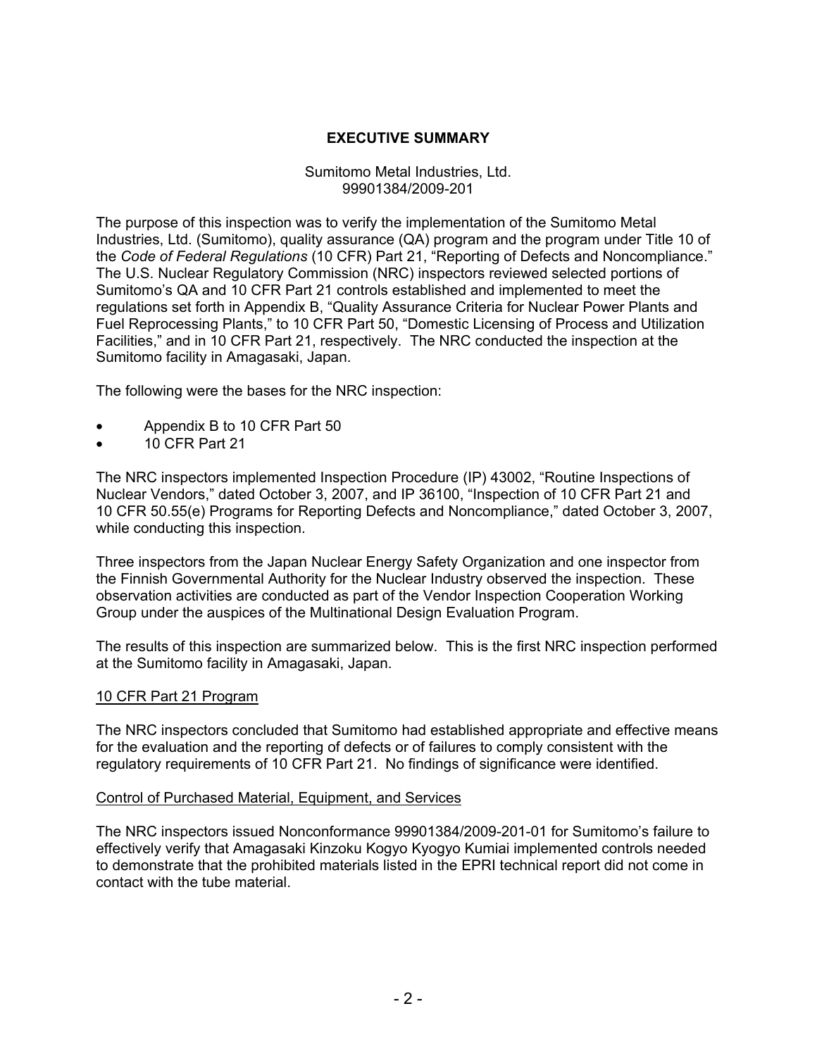# EXECUTIVE SUMMARY

Sumitomo Metal Industries, Ltd.
99901384/2009-201

The purpose of this inspection was to verify the implementation of the Sumitomo Metal Industries, Ltd. (Sumitomo), quality assurance (QA) program and the program under Title 10 of the *Code of Federal Regulations* (10 CFR) Part 21, "Reporting of Defects and Noncompliance." The U.S. Nuclear Regulatory Commission (NRC) inspectors reviewed selected portions of Sumitomo's QA and 10 CFR Part 21 controls established and implemented to meet the regulations set forth in Appendix B, "Quality Assurance Criteria for Nuclear Power Plants and Fuel Reprocessing Plants," to 10 CFR Part 50, "Domestic Licensing of Process and Utilization Facilities," and in 10 CFR Part 21, respectively. The NRC conducted the inspection at the Sumitomo facility in Amagasaki, Japan.

The following were the bases for the NRC inspection:

- Appendix B to 10 CFR Part 50
- 10 CFR Part 21

The NRC inspectors implemented Inspection Procedure (IP) 43002, "Routine Inspections of Nuclear Vendors," dated October 3, 2007, and IP 36100, "Inspection of 10 CFR Part 21 and 10 CFR 50.55(e) Programs for Reporting Defects and Noncompliance," dated October 3, 2007, while conducting this inspection.

Three inspectors from the Japan Nuclear Energy Safety Organization and one inspector from the Finnish Governmental Authority for the Nuclear Industry observed the inspection. These observation activities are conducted as part of the Vendor Inspection Cooperation Working Group under the auspices of the Multinational Design Evaluation Program.

The results of this inspection are summarized below. This is the first NRC inspection performed at the Sumitomo facility in Amagasaki, Japan.

## 10 CFR Part 21 Program

The NRC inspectors concluded that Sumitomo had established appropriate and effective means for the evaluation and the reporting of defects or of failures to comply consistent with the regulatory requirements of 10 CFR Part 21. No findings of significance were identified.

## Control of Purchased Material, Equipment, and Services

The NRC inspectors issued Nonconformance 99901384/2009-201-01 for Sumitomo's failure to effectively verify that Amagasaki Kinzoku Kogyo Kyogyo Kumiai implemented controls needed to demonstrate that the prohibited materials listed in the EPRI technical report did not come in contact with the tube material.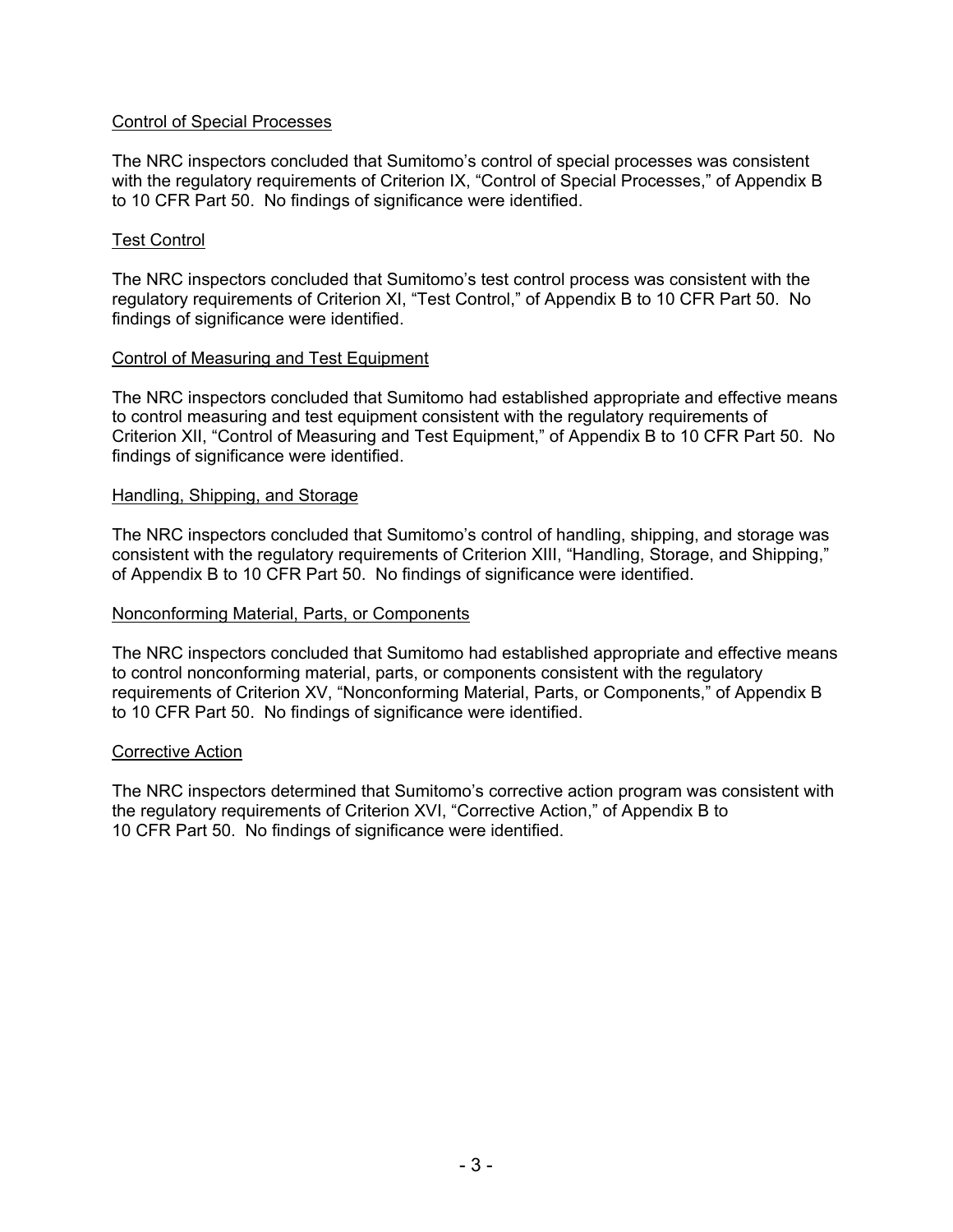Control of Special Processes

The NRC inspectors concluded that Sumitomo's control of special processes was consistent with the regulatory requirements of Criterion IX, "Control of Special Processes," of Appendix B to 10 CFR Part 50. No findings of significance were identified.

Test Control

The NRC inspectors concluded that Sumitomo's test control process was consistent with the regulatory requirements of Criterion XI, "Test Control," of Appendix B to 10 CFR Part 50. No findings of significance were identified.

Control of Measuring and Test Equipment

The NRC inspectors concluded that Sumitomo had established appropriate and effective means to control measuring and test equipment consistent with the regulatory requirements of Criterion XII, "Control of Measuring and Test Equipment," of Appendix B to 10 CFR Part 50. No findings of significance were identified.

Handling, Shipping, and Storage

The NRC inspectors concluded that Sumitomo's control of handling, shipping, and storage was consistent with the regulatory requirements of Criterion XIII, "Handling, Storage, and Shipping," of Appendix B to 10 CFR Part 50. No findings of significance were identified.

Nonconforming Material, Parts, or Components

The NRC inspectors concluded that Sumitomo had established appropriate and effective means to control nonconforming material, parts, or components consistent with the regulatory requirements of Criterion XV, "Nonconforming Material, Parts, or Components," of Appendix B to 10 CFR Part 50. No findings of significance were identified.

Corrective Action

The NRC inspectors determined that Sumitomo's corrective action program was consistent with the regulatory requirements of Criterion XVI, "Corrective Action," of Appendix B to 10 CFR Part 50. No findings of significance were identified.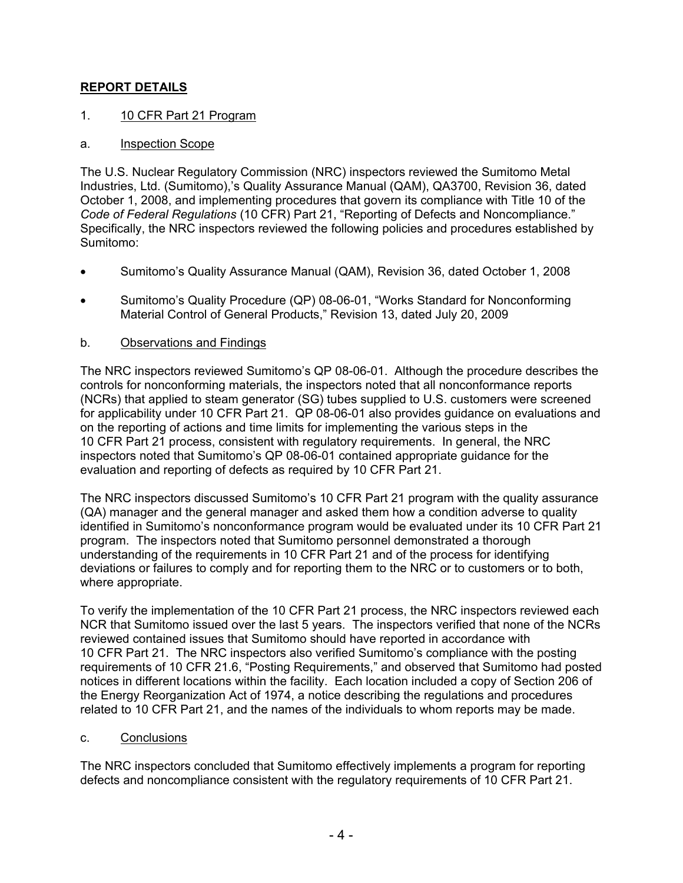## REPORT DETAILS

1. 10 CFR Part 21 Program

a. Inspection Scope

The U.S. Nuclear Regulatory Commission (NRC) inspectors reviewed the Sumitomo Metal Industries, Ltd. (Sumitomo),'s Quality Assurance Manual (QAM), QA3700, Revision 36, dated October 1, 2008, and implementing procedures that govern its compliance with Title 10 of the *Code of Federal Regulations* (10 CFR) Part 21, "Reporting of Defects and Noncompliance." Specifically, the NRC inspectors reviewed the following policies and procedures established by Sumitomo:

- Sumitomo's Quality Assurance Manual (QAM), Revision 36, dated October 1, 2008
- Sumitomo's Quality Procedure (QP) 08-06-01, "Works Standard for Nonconforming Material Control of General Products," Revision 13, dated July 20, 2009

b. Observations and Findings

The NRC inspectors reviewed Sumitomo's QP 08-06-01. Although the procedure describes the controls for nonconforming materials, the inspectors noted that all nonconformance reports (NCRs) that applied to steam generator (SG) tubes supplied to U.S. customers were screened for applicability under 10 CFR Part 21. QP 08-06-01 also provides guidance on evaluations and on the reporting of actions and time limits for implementing the various steps in the 10 CFR Part 21 process, consistent with regulatory requirements. In general, the NRC inspectors noted that Sumitomo's QP 08-06-01 contained appropriate guidance for the evaluation and reporting of defects as required by 10 CFR Part 21.

The NRC inspectors discussed Sumitomo's 10 CFR Part 21 program with the quality assurance (QA) manager and the general manager and asked them how a condition adverse to quality identified in Sumitomo's nonconformance program would be evaluated under its 10 CFR Part 21 program. The inspectors noted that Sumitomo personnel demonstrated a thorough understanding of the requirements in 10 CFR Part 21 and of the process for identifying deviations or failures to comply and for reporting them to the NRC or to customers or to both, where appropriate.

To verify the implementation of the 10 CFR Part 21 process, the NRC inspectors reviewed each NCR that Sumitomo issued over the last 5 years. The inspectors verified that none of the NCRs reviewed contained issues that Sumitomo should have reported in accordance with 10 CFR Part 21. The NRC inspectors also verified Sumitomo's compliance with the posting requirements of 10 CFR 21.6, "Posting Requirements," and observed that Sumitomo had posted notices in different locations within the facility. Each location included a copy of Section 206 of the Energy Reorganization Act of 1974, a notice describing the regulations and procedures related to 10 CFR Part 21, and the names of the individuals to whom reports may be made.

c. Conclusions

The NRC inspectors concluded that Sumitomo effectively implements a program for reporting defects and noncompliance consistent with the regulatory requirements of 10 CFR Part 21.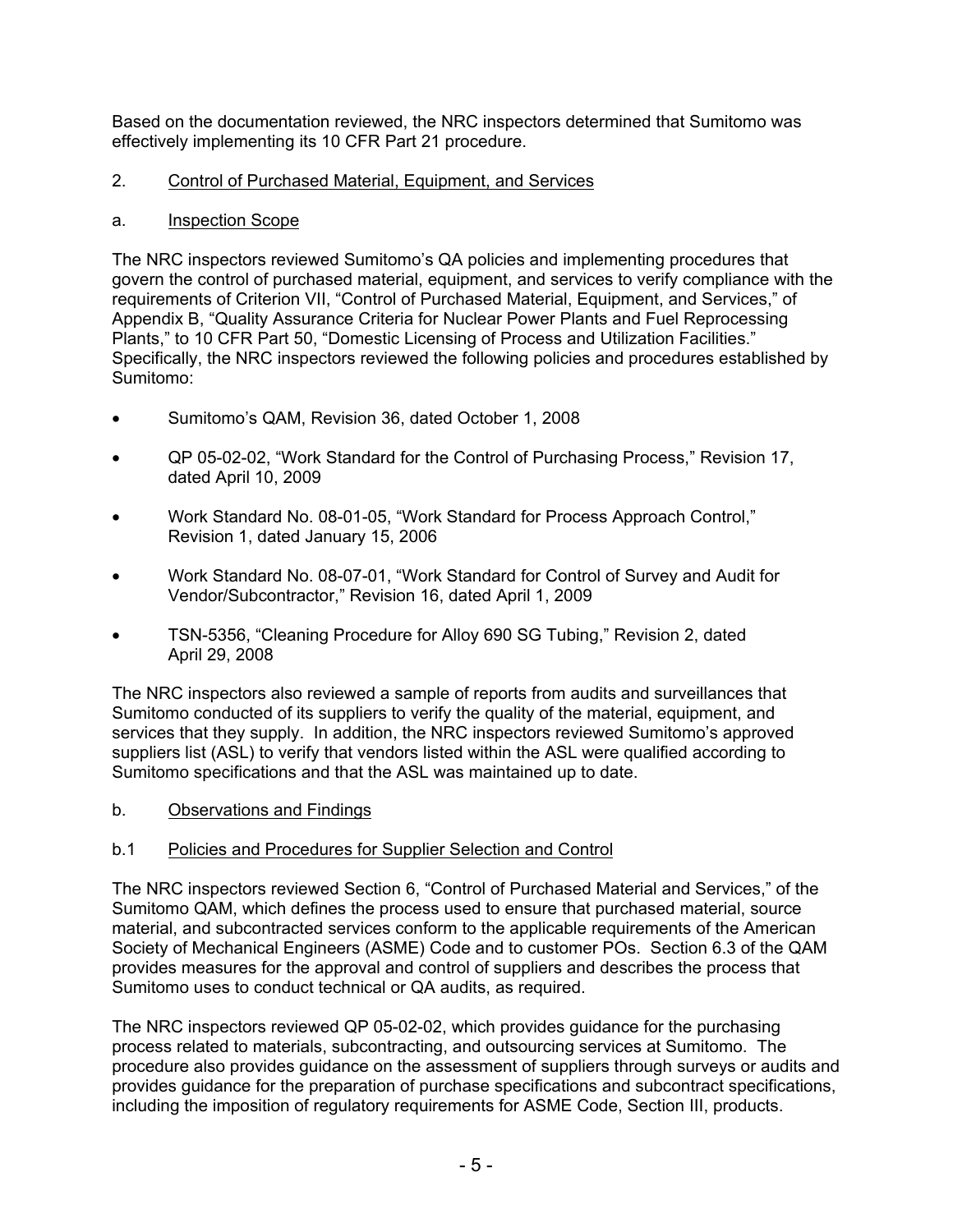Based on the documentation reviewed, the NRC inspectors determined that Sumitomo was effectively implementing its 10 CFR Part 21 procedure.

## 2. Control of Purchased Material, Equipment, and Services

### a. Inspection Scope

The NRC inspectors reviewed Sumitomo's QA policies and implementing procedures that govern the control of purchased material, equipment, and services to verify compliance with the requirements of Criterion VII, "Control of Purchased Material, Equipment, and Services," of Appendix B, "Quality Assurance Criteria for Nuclear Power Plants and Fuel Reprocessing Plants," to 10 CFR Part 50, "Domestic Licensing of Process and Utilization Facilities." Specifically, the NRC inspectors reviewed the following policies and procedures established by Sumitomo:

- Sumitomo's QAM, Revision 36, dated October 1, 2008
- QP 05-02-02, "Work Standard for the Control of Purchasing Process," Revision 17, dated April 10, 2009
- Work Standard No. 08-01-05, "Work Standard for Process Approach Control," Revision 1, dated January 15, 2006
- Work Standard No. 08-07-01, "Work Standard for Control of Survey and Audit for Vendor/Subcontractor," Revision 16, dated April 1, 2009
- TSN-5356, "Cleaning Procedure for Alloy 690 SG Tubing," Revision 2, dated April 29, 2008

The NRC inspectors also reviewed a sample of reports from audits and surveillances that Sumitomo conducted of its suppliers to verify the quality of the material, equipment, and services that they supply. In addition, the NRC inspectors reviewed Sumitomo's approved suppliers list (ASL) to verify that vendors listed within the ASL were qualified according to Sumitomo specifications and that the ASL was maintained up to date.

### b. Observations and Findings

#### b.1 Policies and Procedures for Supplier Selection and Control

The NRC inspectors reviewed Section 6, "Control of Purchased Material and Services," of the Sumitomo QAM, which defines the process used to ensure that purchased material, source material, and subcontracted services conform to the applicable requirements of the American Society of Mechanical Engineers (ASME) Code and to customer POs. Section 6.3 of the QAM provides measures for the approval and control of suppliers and describes the process that Sumitomo uses to conduct technical or QA audits, as required.

The NRC inspectors reviewed QP 05-02-02, which provides guidance for the purchasing process related to materials, subcontracting, and outsourcing services at Sumitomo. The procedure also provides guidance on the assessment of suppliers through surveys or audits and provides guidance for the preparation of purchase specifications and subcontract specifications, including the imposition of regulatory requirements for ASME Code, Section III, products.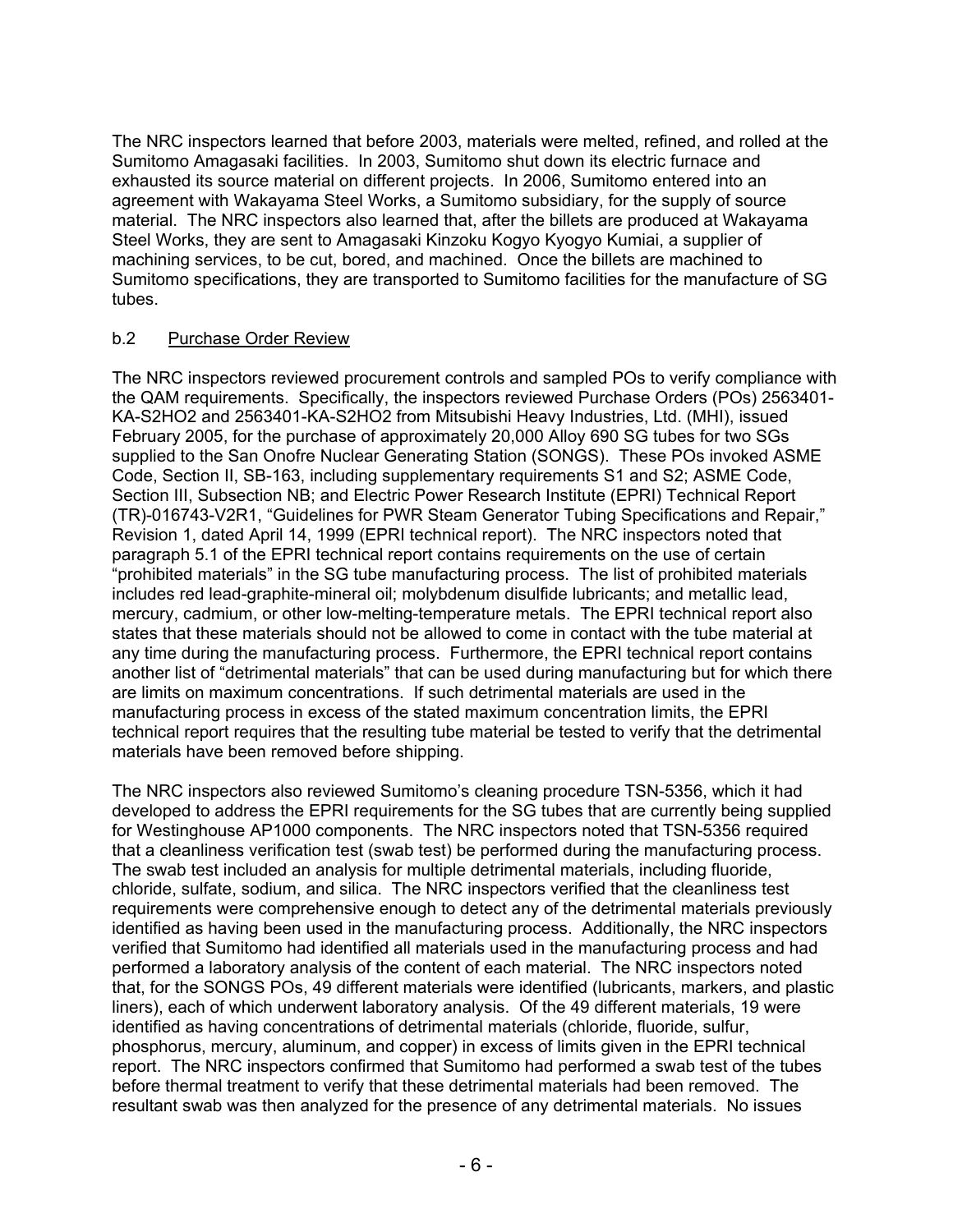The NRC inspectors learned that before 2003, materials were melted, refined, and rolled at the Sumitomo Amagasaki facilities. In 2003, Sumitomo shut down its electric furnace and exhausted its source material on different projects. In 2006, Sumitomo entered into an agreement with Wakayama Steel Works, a Sumitomo subsidiary, for the supply of source material. The NRC inspectors also learned that, after the billets are produced at Wakayama Steel Works, they are sent to Amagasaki Kinzoku Kogyo Kyogyo Kumiai, a supplier of machining services, to be cut, bored, and machined. Once the billets are machined to Sumitomo specifications, they are transported to Sumitomo facilities for the manufacture of SG tubes.

b.2 Purchase Order Review

The NRC inspectors reviewed procurement controls and sampled POs to verify compliance with the QAM requirements. Specifically, the inspectors reviewed Purchase Orders (POs) 2563401-KA-S2HO2 and 2563401-KA-S2HO2 from Mitsubishi Heavy Industries, Ltd. (MHI), issued February 2005, for the purchase of approximately 20,000 Alloy 690 SG tubes for two SGs supplied to the San Onofre Nuclear Generating Station (SONGS). These POs invoked ASME Code, Section II, SB-163, including supplementary requirements S1 and S2; ASME Code, Section III, Subsection NB; and Electric Power Research Institute (EPRI) Technical Report (TR)-016743-V2R1, "Guidelines for PWR Steam Generator Tubing Specifications and Repair," Revision 1, dated April 14, 1999 (EPRI technical report). The NRC inspectors noted that paragraph 5.1 of the EPRI technical report contains requirements on the use of certain "prohibited materials" in the SG tube manufacturing process. The list of prohibited materials includes red lead-graphite-mineral oil; molybdenum disulfide lubricants; and metallic lead, mercury, cadmium, or other low-melting-temperature metals. The EPRI technical report also states that these materials should not be allowed to come in contact with the tube material at any time during the manufacturing process. Furthermore, the EPRI technical report contains another list of "detrimental materials" that can be used during manufacturing but for which there are limits on maximum concentrations. If such detrimental materials are used in the manufacturing process in excess of the stated maximum concentration limits, the EPRI technical report requires that the resulting tube material be tested to verify that the detrimental materials have been removed before shipping.

The NRC inspectors also reviewed Sumitomo's cleaning procedure TSN-5356, which it had developed to address the EPRI requirements for the SG tubes that are currently being supplied for Westinghouse AP1000 components. The NRC inspectors noted that TSN-5356 required that a cleanliness verification test (swab test) be performed during the manufacturing process. The swab test included an analysis for multiple detrimental materials, including fluoride, chloride, sulfate, sodium, and silica. The NRC inspectors verified that the cleanliness test requirements were comprehensive enough to detect any of the detrimental materials previously identified as having been used in the manufacturing process. Additionally, the NRC inspectors verified that Sumitomo had identified all materials used in the manufacturing process and had performed a laboratory analysis of the content of each material. The NRC inspectors noted that, for the SONGS POs, 49 different materials were identified (lubricants, markers, and plastic liners), each of which underwent laboratory analysis. Of the 49 different materials, 19 were identified as having concentrations of detrimental materials (chloride, fluoride, sulfur, phosphorus, mercury, aluminum, and copper) in excess of limits given in the EPRI technical report. The NRC inspectors confirmed that Sumitomo had performed a swab test of the tubes before thermal treatment to verify that these detrimental materials had been removed. The resultant swab was then analyzed for the presence of any detrimental materials. No issues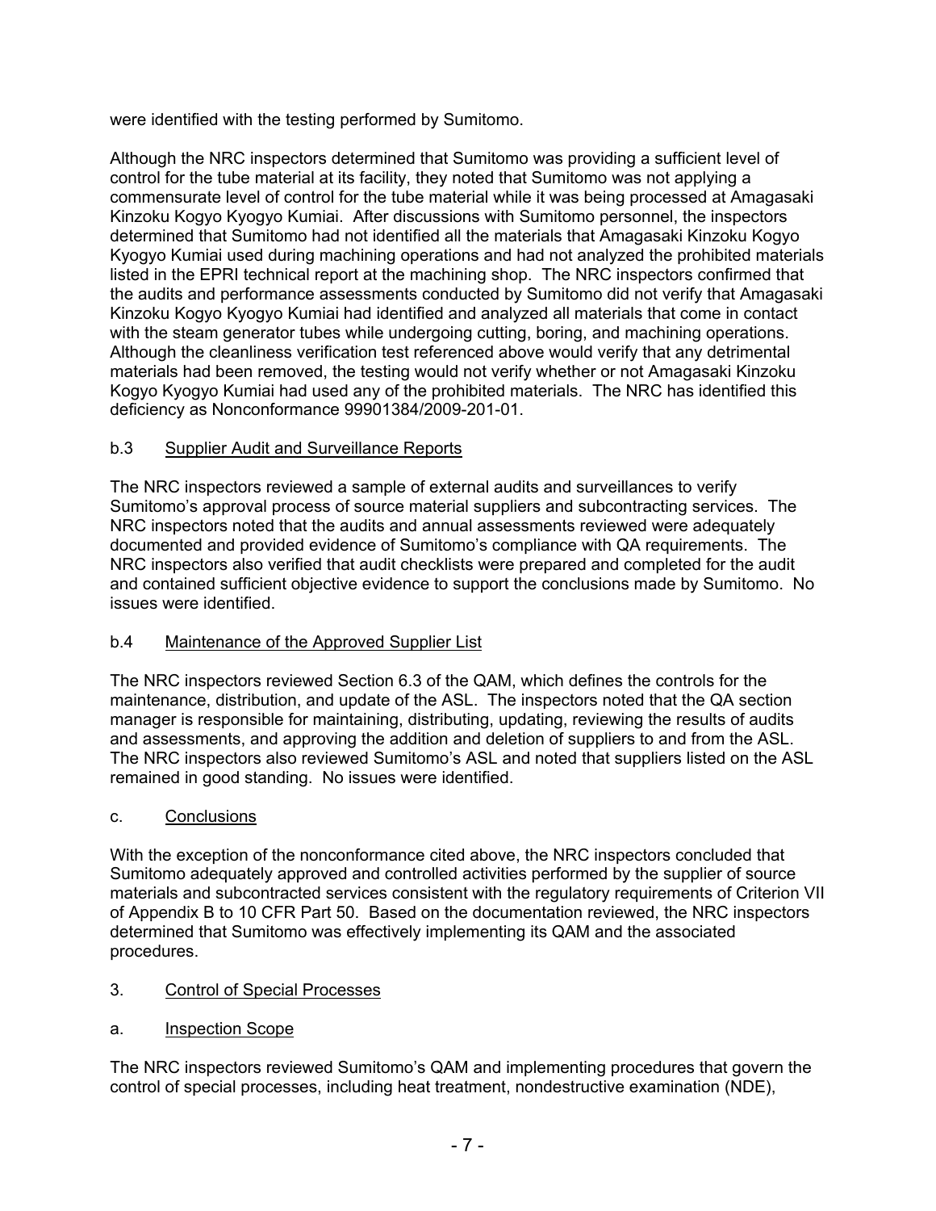were identified with the testing performed by Sumitomo.

Although the NRC inspectors determined that Sumitomo was providing a sufficient level of control for the tube material at its facility, they noted that Sumitomo was not applying a commensurate level of control for the tube material while it was being processed at Amagasaki Kinzoku Kogyo Kyogyo Kumiai. After discussions with Sumitomo personnel, the inspectors determined that Sumitomo had not identified all the materials that Amagasaki Kinzoku Kogyo Kyogyo Kumiai used during machining operations and had not analyzed the prohibited materials listed in the EPRI technical report at the machining shop. The NRC inspectors confirmed that the audits and performance assessments conducted by Sumitomo did not verify that Amagasaki Kinzoku Kogyo Kyogyo Kumiai had identified and analyzed all materials that come in contact with the steam generator tubes while undergoing cutting, boring, and machining operations. Although the cleanliness verification test referenced above would verify that any detrimental materials had been removed, the testing would not verify whether or not Amagasaki Kinzoku Kogyo Kyogyo Kumiai had used any of the prohibited materials. The NRC has identified this deficiency as Nonconformance 99901384/2009-201-01.

b.3 Supplier Audit and Surveillance Reports

The NRC inspectors reviewed a sample of external audits and surveillances to verify Sumitomo's approval process of source material suppliers and subcontracting services. The NRC inspectors noted that the audits and annual assessments reviewed were adequately documented and provided evidence of Sumitomo's compliance with QA requirements. The NRC inspectors also verified that audit checklists were prepared and completed for the audit and contained sufficient objective evidence to support the conclusions made by Sumitomo. No issues were identified.

b.4 Maintenance of the Approved Supplier List

The NRC inspectors reviewed Section 6.3 of the QAM, which defines the controls for the maintenance, distribution, and update of the ASL. The inspectors noted that the QA section manager is responsible for maintaining, distributing, updating, reviewing the results of audits and assessments, and approving the addition and deletion of suppliers to and from the ASL. The NRC inspectors also reviewed Sumitomo's ASL and noted that suppliers listed on the ASL remained in good standing. No issues were identified.

c. Conclusions

With the exception of the nonconformance cited above, the NRC inspectors concluded that Sumitomo adequately approved and controlled activities performed by the supplier of source materials and subcontracted services consistent with the regulatory requirements of Criterion VII of Appendix B to 10 CFR Part 50. Based on the documentation reviewed, the NRC inspectors determined that Sumitomo was effectively implementing its QAM and the associated procedures.

3. Control of Special Processes

a. Inspection Scope

The NRC inspectors reviewed Sumitomo's QAM and implementing procedures that govern the control of special processes, including heat treatment, nondestructive examination (NDE),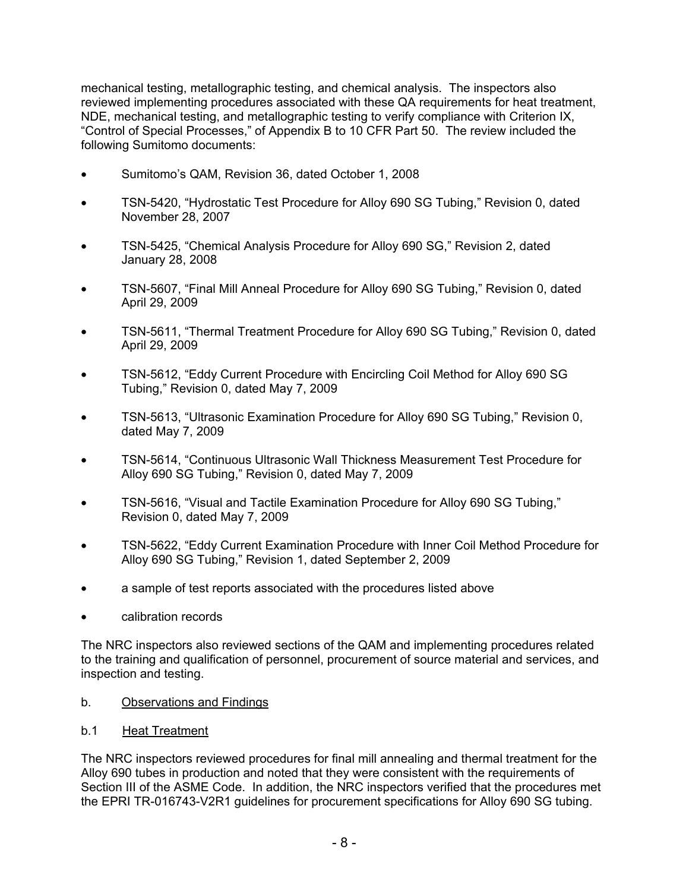mechanical testing, metallographic testing, and chemical analysis. The inspectors also reviewed implementing procedures associated with these QA requirements for heat treatment, NDE, mechanical testing, and metallographic testing to verify compliance with Criterion IX, "Control of Special Processes," of Appendix B to 10 CFR Part 50. The review included the following Sumitomo documents:

- Sumitomo's QAM, Revision 36, dated October 1, 2008
- TSN-5420, "Hydrostatic Test Procedure for Alloy 690 SG Tubing," Revision 0, dated November 28, 2007
- TSN-5425, "Chemical Analysis Procedure for Alloy 690 SG," Revision 2, dated January 28, 2008
- TSN-5607, "Final Mill Anneal Procedure for Alloy 690 SG Tubing," Revision 0, dated April 29, 2009
- TSN-5611, "Thermal Treatment Procedure for Alloy 690 SG Tubing," Revision 0, dated April 29, 2009
- TSN-5612, "Eddy Current Procedure with Encircling Coil Method for Alloy 690 SG Tubing," Revision 0, dated May 7, 2009
- TSN-5613, "Ultrasonic Examination Procedure for Alloy 690 SG Tubing," Revision 0, dated May 7, 2009
- TSN-5614, "Continuous Ultrasonic Wall Thickness Measurement Test Procedure for Alloy 690 SG Tubing," Revision 0, dated May 7, 2009
- TSN-5616, "Visual and Tactile Examination Procedure for Alloy 690 SG Tubing," Revision 0, dated May 7, 2009
- TSN-5622, "Eddy Current Examination Procedure with Inner Coil Method Procedure for Alloy 690 SG Tubing," Revision 1, dated September 2, 2009
- a sample of test reports associated with the procedures listed above
- calibration records

The NRC inspectors also reviewed sections of the QAM and implementing procedures related to the training and qualification of personnel, procurement of source material and services, and inspection and testing.

b. Observations and Findings

b.1 Heat Treatment

The NRC inspectors reviewed procedures for final mill annealing and thermal treatment for the Alloy 690 tubes in production and noted that they were consistent with the requirements of Section III of the ASME Code. In addition, the NRC inspectors verified that the procedures met the EPRI TR-016743-V2R1 guidelines for procurement specifications for Alloy 690 SG tubing.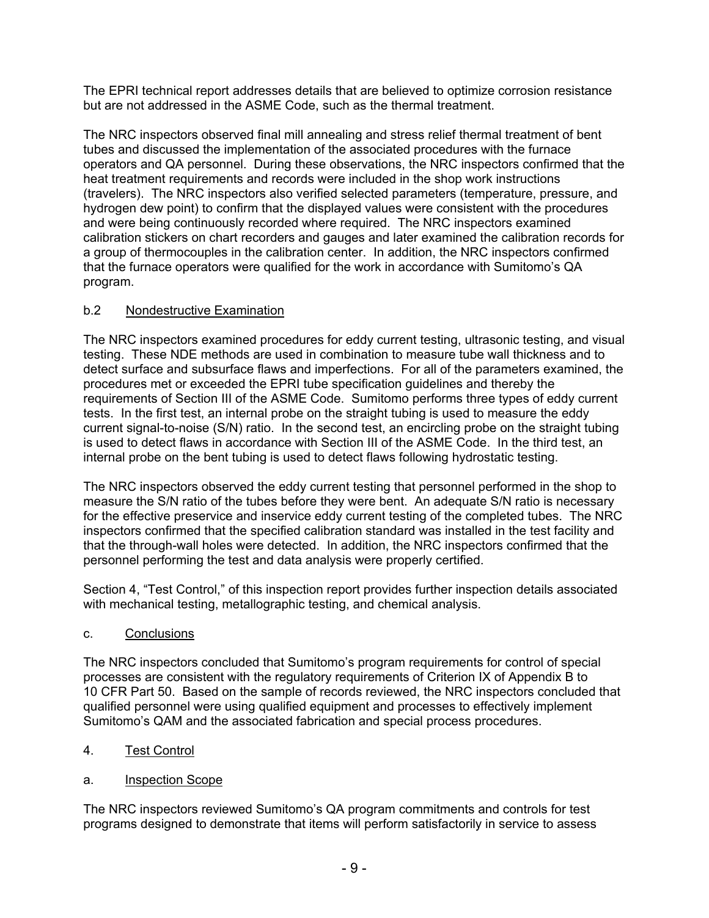The EPRI technical report addresses details that are believed to optimize corrosion resistance but are not addressed in the ASME Code, such as the thermal treatment.

The NRC inspectors observed final mill annealing and stress relief thermal treatment of bent tubes and discussed the implementation of the associated procedures with the furnace operators and QA personnel. During these observations, the NRC inspectors confirmed that the heat treatment requirements and records were included in the shop work instructions (travelers). The NRC inspectors also verified selected parameters (temperature, pressure, and hydrogen dew point) to confirm that the displayed values were consistent with the procedures and were being continuously recorded where required. The NRC inspectors examined calibration stickers on chart recorders and gauges and later examined the calibration records for a group of thermocouples in the calibration center. In addition, the NRC inspectors confirmed that the furnace operators were qualified for the work in accordance with Sumitomo's QA program.

### b.2 Nondestructive Examination

The NRC inspectors examined procedures for eddy current testing, ultrasonic testing, and visual testing. These NDE methods are used in combination to measure tube wall thickness and to detect surface and subsurface flaws and imperfections. For all of the parameters examined, the procedures met or exceeded the EPRI tube specification guidelines and thereby the requirements of Section III of the ASME Code. Sumitomo performs three types of eddy current tests. In the first test, an internal probe on the straight tubing is used to measure the eddy current signal-to-noise (S/N) ratio. In the second test, an encircling probe on the straight tubing is used to detect flaws in accordance with Section III of the ASME Code. In the third test, an internal probe on the bent tubing is used to detect flaws following hydrostatic testing.

The NRC inspectors observed the eddy current testing that personnel performed in the shop to measure the S/N ratio of the tubes before they were bent. An adequate S/N ratio is necessary for the effective preservice and inservice eddy current testing of the completed tubes. The NRC inspectors confirmed that the specified calibration standard was installed in the test facility and that the through-wall holes were detected. In addition, the NRC inspectors confirmed that the personnel performing the test and data analysis were properly certified.

Section 4, "Test Control," of this inspection report provides further inspection details associated with mechanical testing, metallographic testing, and chemical analysis.

### c. Conclusions

The NRC inspectors concluded that Sumitomo's program requirements for control of special processes are consistent with the regulatory requirements of Criterion IX of Appendix B to 10 CFR Part 50. Based on the sample of records reviewed, the NRC inspectors concluded that qualified personnel were using qualified equipment and processes to effectively implement Sumitomo's QAM and the associated fabrication and special process procedures.

## 4. Test Control

### a. Inspection Scope

The NRC inspectors reviewed Sumitomo's QA program commitments and controls for test programs designed to demonstrate that items will perform satisfactorily in service to assess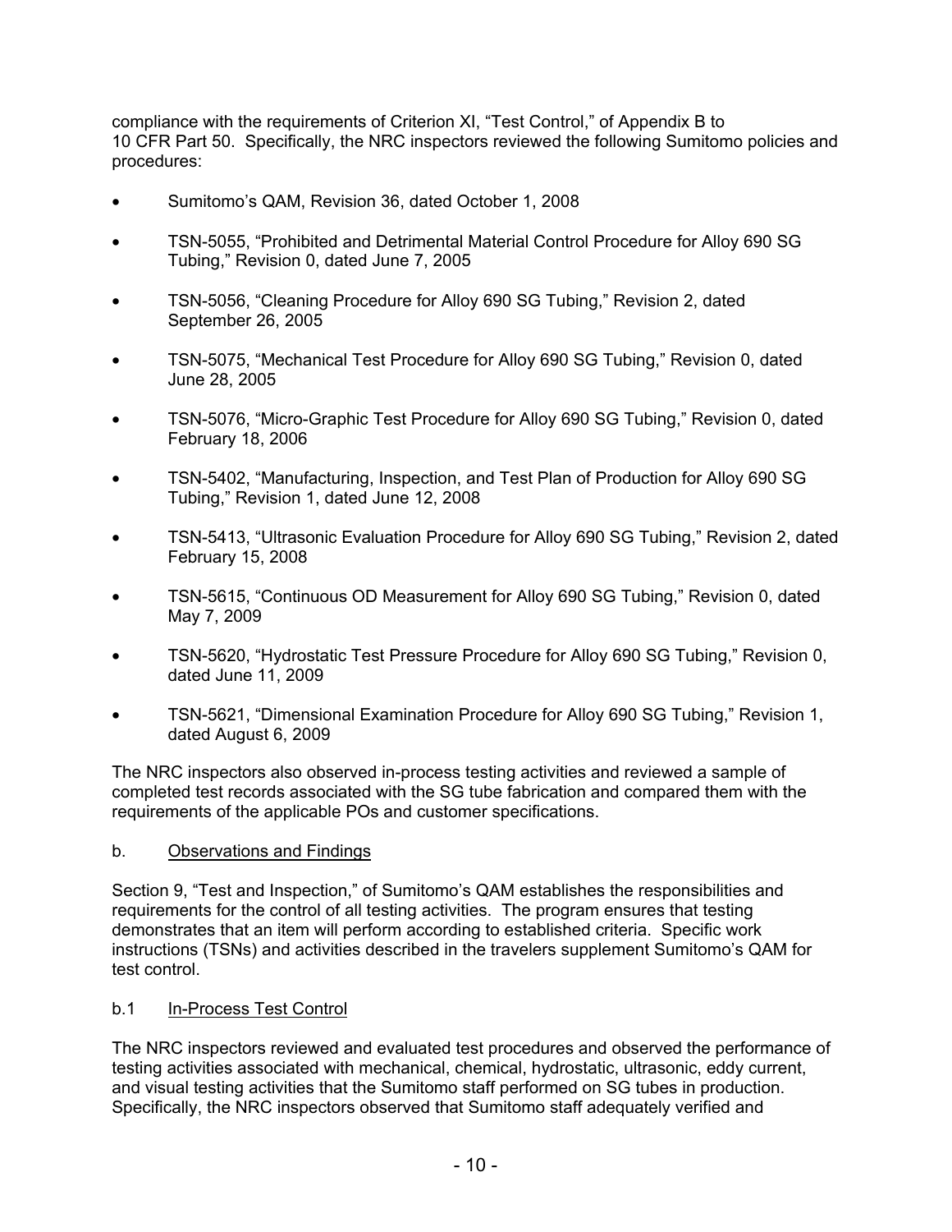compliance with the requirements of Criterion XI, "Test Control," of Appendix B to 10 CFR Part 50. Specifically, the NRC inspectors reviewed the following Sumitomo policies and procedures:

- Sumitomo's QAM, Revision 36, dated October 1, 2008
- TSN-5055, "Prohibited and Detrimental Material Control Procedure for Alloy 690 SG Tubing," Revision 0, dated June 7, 2005
- TSN-5056, "Cleaning Procedure for Alloy 690 SG Tubing," Revision 2, dated September 26, 2005
- TSN-5075, "Mechanical Test Procedure for Alloy 690 SG Tubing," Revision 0, dated June 28, 2005
- TSN-5076, "Micro-Graphic Test Procedure for Alloy 690 SG Tubing," Revision 0, dated February 18, 2006
- TSN-5402, "Manufacturing, Inspection, and Test Plan of Production for Alloy 690 SG Tubing," Revision 1, dated June 12, 2008
- TSN-5413, "Ultrasonic Evaluation Procedure for Alloy 690 SG Tubing," Revision 2, dated February 15, 2008
- TSN-5615, "Continuous OD Measurement for Alloy 690 SG Tubing," Revision 0, dated May 7, 2009
- TSN-5620, "Hydrostatic Test Pressure Procedure for Alloy 690 SG Tubing," Revision 0, dated June 11, 2009
- TSN-5621, "Dimensional Examination Procedure for Alloy 690 SG Tubing," Revision 1, dated August 6, 2009

The NRC inspectors also observed in-process testing activities and reviewed a sample of completed test records associated with the SG tube fabrication and compared them with the requirements of the applicable POs and customer specifications.

b. Observations and Findings

Section 9, "Test and Inspection," of Sumitomo's QAM establishes the responsibilities and requirements for the control of all testing activities. The program ensures that testing demonstrates that an item will perform according to established criteria. Specific work instructions (TSNs) and activities described in the travelers supplement Sumitomo's QAM for test control.

b.1 In-Process Test Control

The NRC inspectors reviewed and evaluated test procedures and observed the performance of testing activities associated with mechanical, chemical, hydrostatic, ultrasonic, eddy current, and visual testing activities that the Sumitomo staff performed on SG tubes in production. Specifically, the NRC inspectors observed that Sumitomo staff adequately verified and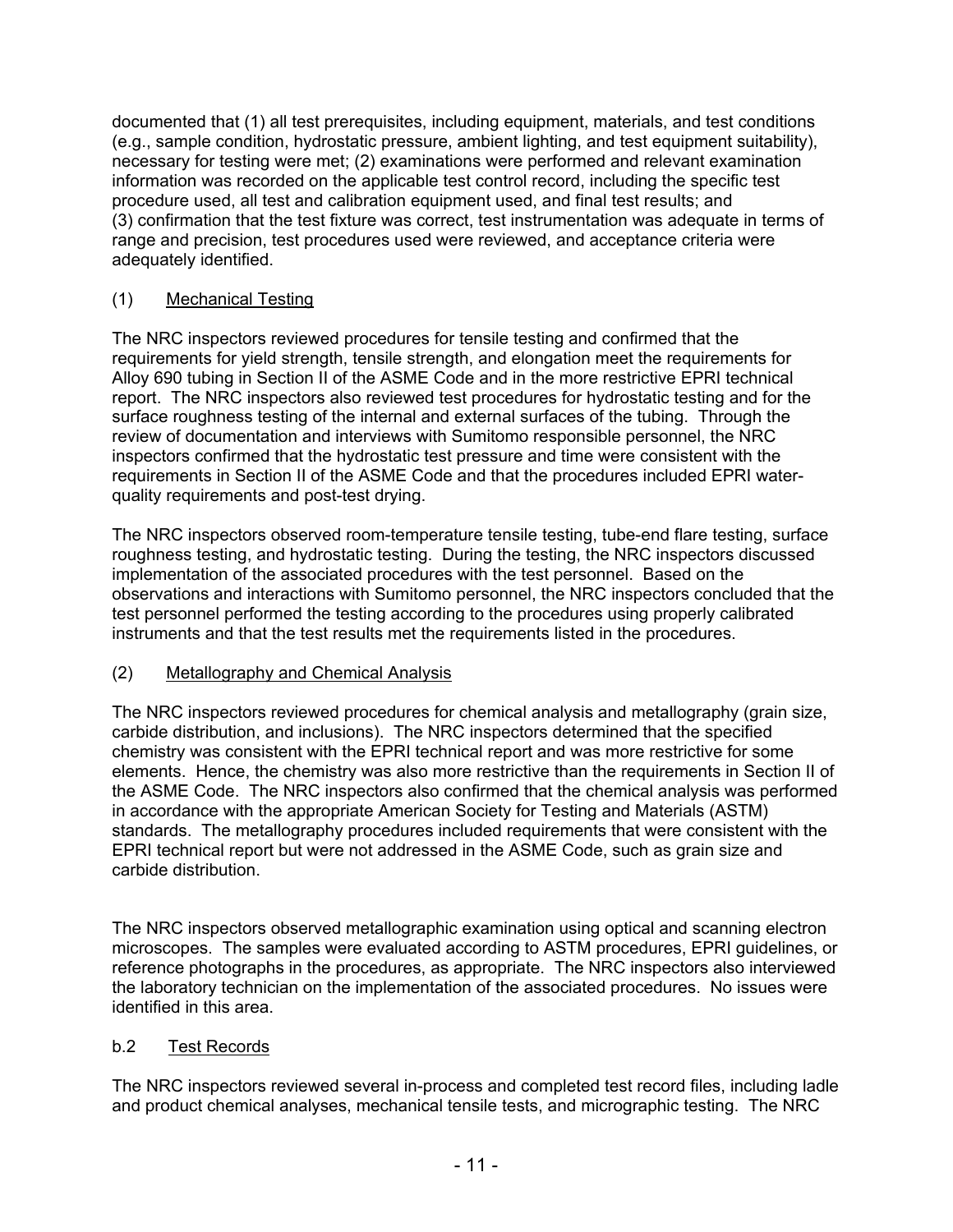documented that (1) all test prerequisites, including equipment, materials, and test conditions (e.g., sample condition, hydrostatic pressure, ambient lighting, and test equipment suitability), necessary for testing were met; (2) examinations were performed and relevant examination information was recorded on the applicable test control record, including the specific test procedure used, all test and calibration equipment used, and final test results; and (3) confirmation that the test fixture was correct, test instrumentation was adequate in terms of range and precision, test procedures used were reviewed, and acceptance criteria were adequately identified.

(1) Mechanical Testing

The NRC inspectors reviewed procedures for tensile testing and confirmed that the requirements for yield strength, tensile strength, and elongation meet the requirements for Alloy 690 tubing in Section II of the ASME Code and in the more restrictive EPRI technical report. The NRC inspectors also reviewed test procedures for hydrostatic testing and for the surface roughness testing of the internal and external surfaces of the tubing. Through the review of documentation and interviews with Sumitomo responsible personnel, the NRC inspectors confirmed that the hydrostatic test pressure and time were consistent with the requirements in Section II of the ASME Code and that the procedures included EPRI water-quality requirements and post-test drying.

The NRC inspectors observed room-temperature tensile testing, tube-end flare testing, surface roughness testing, and hydrostatic testing. During the testing, the NRC inspectors discussed implementation of the associated procedures with the test personnel. Based on the observations and interactions with Sumitomo personnel, the NRC inspectors concluded that the test personnel performed the testing according to the procedures using properly calibrated instruments and that the test results met the requirements listed in the procedures.

(2) Metallography and Chemical Analysis

The NRC inspectors reviewed procedures for chemical analysis and metallography (grain size, carbide distribution, and inclusions). The NRC inspectors determined that the specified chemistry was consistent with the EPRI technical report and was more restrictive for some elements. Hence, the chemistry was also more restrictive than the requirements in Section II of the ASME Code. The NRC inspectors also confirmed that the chemical analysis was performed in accordance with the appropriate American Society for Testing and Materials (ASTM) standards. The metallography procedures included requirements that were consistent with the EPRI technical report but were not addressed in the ASME Code, such as grain size and carbide distribution.

The NRC inspectors observed metallographic examination using optical and scanning electron microscopes. The samples were evaluated according to ASTM procedures, EPRI guidelines, or reference photographs in the procedures, as appropriate. The NRC inspectors also interviewed the laboratory technician on the implementation of the associated procedures. No issues were identified in this area.

b.2 Test Records

The NRC inspectors reviewed several in-process and completed test record files, including ladle and product chemical analyses, mechanical tensile tests, and micrographic testing. The NRC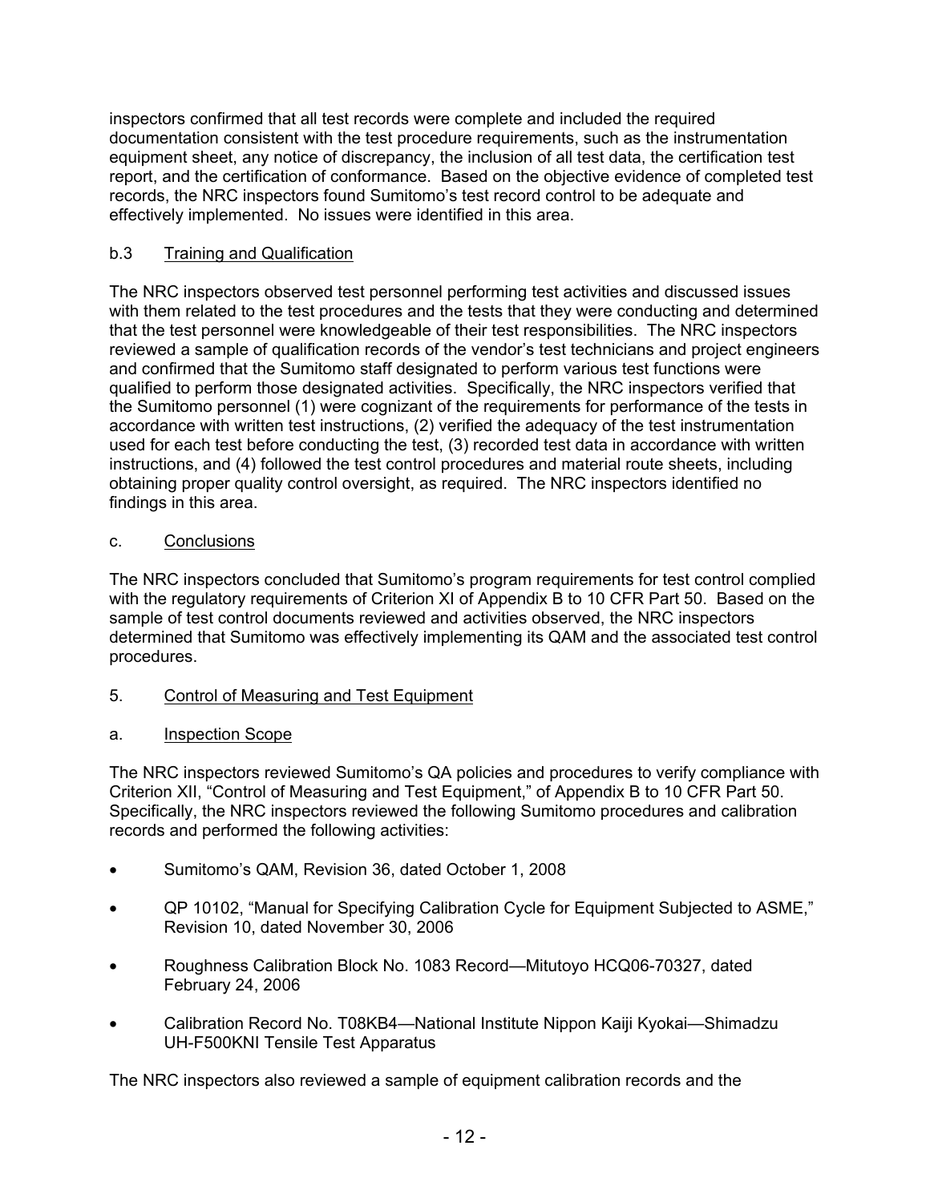inspectors confirmed that all test records were complete and included the required documentation consistent with the test procedure requirements, such as the instrumentation equipment sheet, any notice of discrepancy, the inclusion of all test data, the certification test report, and the certification of conformance. Based on the objective evidence of completed test records, the NRC inspectors found Sumitomo's test record control to be adequate and effectively implemented. No issues were identified in this area.

### b.3 Training and Qualification

The NRC inspectors observed test personnel performing test activities and discussed issues with them related to the test procedures and the tests that they were conducting and determined that the test personnel were knowledgeable of their test responsibilities. The NRC inspectors reviewed a sample of qualification records of the vendor's test technicians and project engineers and confirmed that the Sumitomo staff designated to perform various test functions were qualified to perform those designated activities. Specifically, the NRC inspectors verified that the Sumitomo personnel (1) were cognizant of the requirements for performance of the tests in accordance with written test instructions, (2) verified the adequacy of the test instrumentation used for each test before conducting the test, (3) recorded test data in accordance with written instructions, and (4) followed the test control procedures and material route sheets, including obtaining proper quality control oversight, as required. The NRC inspectors identified no findings in this area.

### c. Conclusions

The NRC inspectors concluded that Sumitomo's program requirements for test control complied with the regulatory requirements of Criterion XI of Appendix B to 10 CFR Part 50. Based on the sample of test control documents reviewed and activities observed, the NRC inspectors determined that Sumitomo was effectively implementing its QAM and the associated test control procedures.

## 5. Control of Measuring and Test Equipment

### a. Inspection Scope

The NRC inspectors reviewed Sumitomo's QA policies and procedures to verify compliance with Criterion XII, "Control of Measuring and Test Equipment," of Appendix B to 10 CFR Part 50. Specifically, the NRC inspectors reviewed the following Sumitomo procedures and calibration records and performed the following activities:

- Sumitomo's QAM, Revision 36, dated October 1, 2008
- QP 10102, "Manual for Specifying Calibration Cycle for Equipment Subjected to ASME," Revision 10, dated November 30, 2006
- Roughness Calibration Block No. 1083 Record—Mitutoyo HCQ06-70327, dated February 24, 2006
- Calibration Record No. T08KB4—National Institute Nippon Kaiji Kyokai—Shimadzu UH-F500KNI Tensile Test Apparatus

The NRC inspectors also reviewed a sample of equipment calibration records and the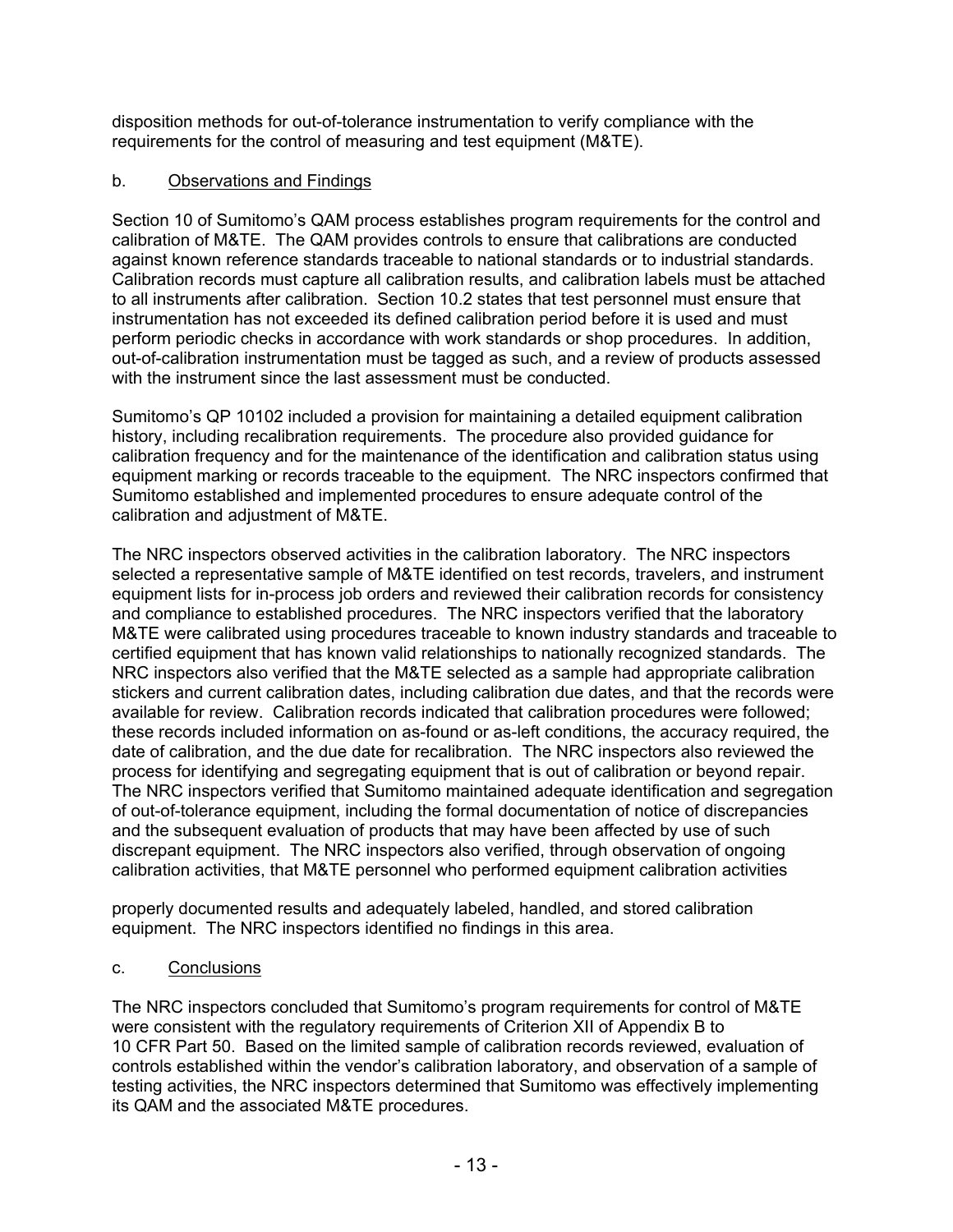disposition methods for out-of-tolerance instrumentation to verify compliance with the requirements for the control of measuring and test equipment (M&TE).

b. Observations and Findings

Section 10 of Sumitomo's QAM process establishes program requirements for the control and calibration of M&TE. The QAM provides controls to ensure that calibrations are conducted against known reference standards traceable to national standards or to industrial standards. Calibration records must capture all calibration results, and calibration labels must be attached to all instruments after calibration. Section 10.2 states that test personnel must ensure that instrumentation has not exceeded its defined calibration period before it is used and must perform periodic checks in accordance with work standards or shop procedures. In addition, out-of-calibration instrumentation must be tagged as such, and a review of products assessed with the instrument since the last assessment must be conducted.

Sumitomo's QP 10102 included a provision for maintaining a detailed equipment calibration history, including recalibration requirements. The procedure also provided guidance for calibration frequency and for the maintenance of the identification and calibration status using equipment marking or records traceable to the equipment. The NRC inspectors confirmed that Sumitomo established and implemented procedures to ensure adequate control of the calibration and adjustment of M&TE.

The NRC inspectors observed activities in the calibration laboratory. The NRC inspectors selected a representative sample of M&TE identified on test records, travelers, and instrument equipment lists for in-process job orders and reviewed their calibration records for consistency and compliance to established procedures. The NRC inspectors verified that the laboratory M&TE were calibrated using procedures traceable to known industry standards and traceable to certified equipment that has known valid relationships to nationally recognized standards. The NRC inspectors also verified that the M&TE selected as a sample had appropriate calibration stickers and current calibration dates, including calibration due dates, and that the records were available for review. Calibration records indicated that calibration procedures were followed; these records included information on as-found or as-left conditions, the accuracy required, the date of calibration, and the due date for recalibration. The NRC inspectors also reviewed the process for identifying and segregating equipment that is out of calibration or beyond repair. The NRC inspectors verified that Sumitomo maintained adequate identification and segregation of out-of-tolerance equipment, including the formal documentation of notice of discrepancies and the subsequent evaluation of products that may have been affected by use of such discrepant equipment. The NRC inspectors also verified, through observation of ongoing calibration activities, that M&TE personnel who performed equipment calibration activities properly documented results and adequately labeled, handled, and stored calibration equipment. The NRC inspectors identified no findings in this area.

c. Conclusions

The NRC inspectors concluded that Sumitomo's program requirements for control of M&TE were consistent with the regulatory requirements of Criterion XII of Appendix B to 10 CFR Part 50. Based on the limited sample of calibration records reviewed, evaluation of controls established within the vendor's calibration laboratory, and observation of a sample of testing activities, the NRC inspectors determined that Sumitomo was effectively implementing its QAM and the associated M&TE procedures.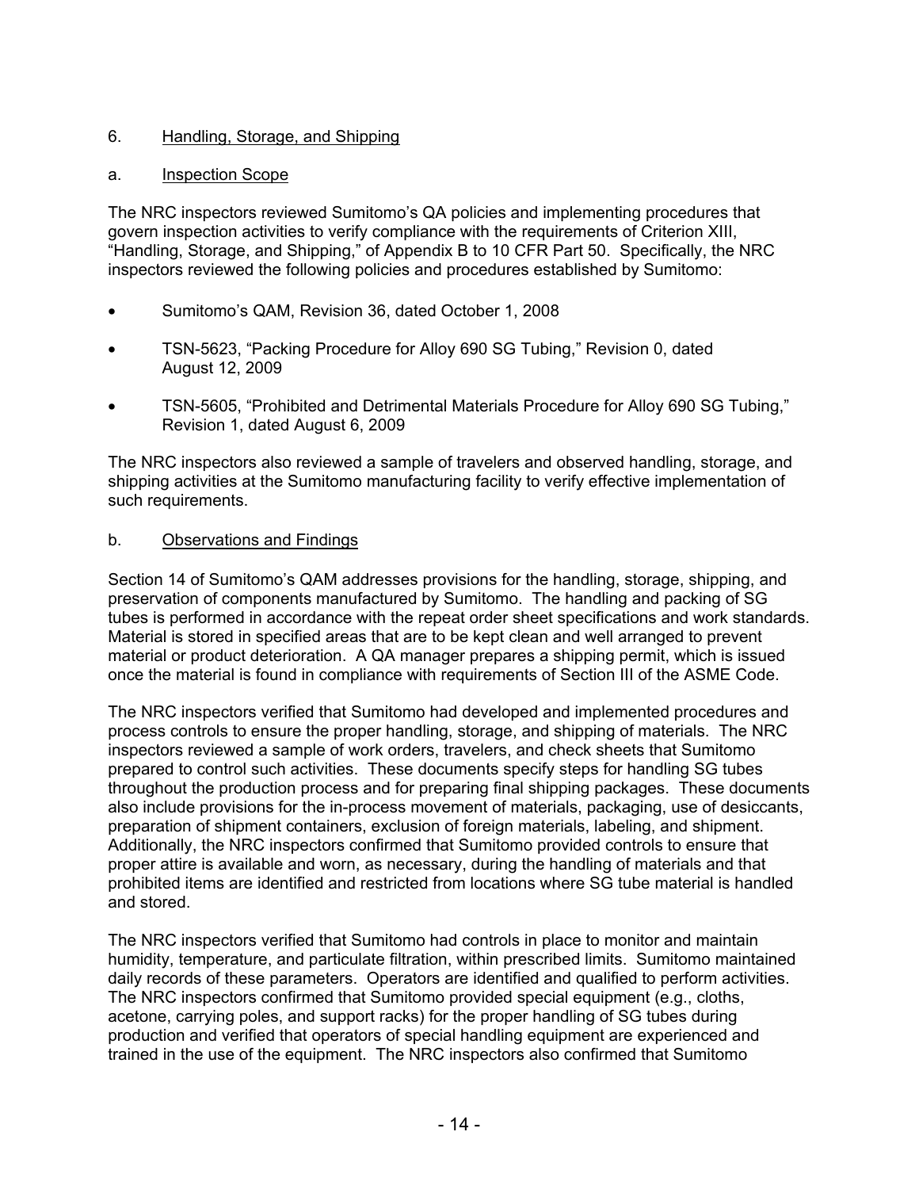## 6. Handling, Storage, and Shipping

### a. Inspection Scope

The NRC inspectors reviewed Sumitomo's QA policies and implementing procedures that govern inspection activities to verify compliance with the requirements of Criterion XIII, "Handling, Storage, and Shipping," of Appendix B to 10 CFR Part 50. Specifically, the NRC inspectors reviewed the following policies and procedures established by Sumitomo:

- Sumitomo's QAM, Revision 36, dated October 1, 2008
- TSN-5623, "Packing Procedure for Alloy 690 SG Tubing," Revision 0, dated August 12, 2009
- TSN-5605, "Prohibited and Detrimental Materials Procedure for Alloy 690 SG Tubing," Revision 1, dated August 6, 2009

The NRC inspectors also reviewed a sample of travelers and observed handling, storage, and shipping activities at the Sumitomo manufacturing facility to verify effective implementation of such requirements.

### b. Observations and Findings

Section 14 of Sumitomo's QAM addresses provisions for the handling, storage, shipping, and preservation of components manufactured by Sumitomo. The handling and packing of SG tubes is performed in accordance with the repeat order sheet specifications and work standards. Material is stored in specified areas that are to be kept clean and well arranged to prevent material or product deterioration. A QA manager prepares a shipping permit, which is issued once the material is found in compliance with requirements of Section III of the ASME Code.

The NRC inspectors verified that Sumitomo had developed and implemented procedures and process controls to ensure the proper handling, storage, and shipping of materials. The NRC inspectors reviewed a sample of work orders, travelers, and check sheets that Sumitomo prepared to control such activities. These documents specify steps for handling SG tubes throughout the production process and for preparing final shipping packages. These documents also include provisions for the in-process movement of materials, packaging, use of desiccants, preparation of shipment containers, exclusion of foreign materials, labeling, and shipment. Additionally, the NRC inspectors confirmed that Sumitomo provided controls to ensure that proper attire is available and worn, as necessary, during the handling of materials and that prohibited items are identified and restricted from locations where SG tube material is handled and stored.

The NRC inspectors verified that Sumitomo had controls in place to monitor and maintain humidity, temperature, and particulate filtration, within prescribed limits. Sumitomo maintained daily records of these parameters. Operators are identified and qualified to perform activities. The NRC inspectors confirmed that Sumitomo provided special equipment (e.g., cloths, acetone, carrying poles, and support racks) for the proper handling of SG tubes during production and verified that operators of special handling equipment are experienced and trained in the use of the equipment. The NRC inspectors also confirmed that Sumitomo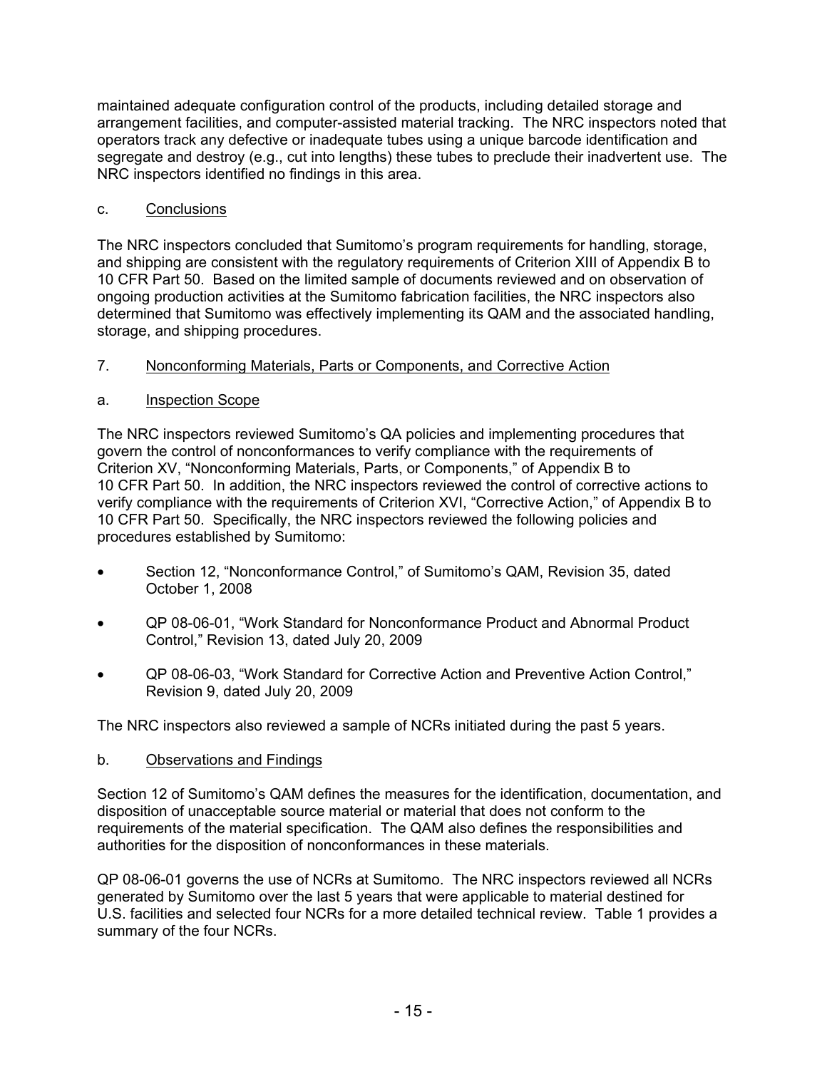maintained adequate configuration control of the products, including detailed storage and arrangement facilities, and computer-assisted material tracking. The NRC inspectors noted that operators track any defective or inadequate tubes using a unique barcode identification and segregate and destroy (e.g., cut into lengths) these tubes to preclude their inadvertent use. The NRC inspectors identified no findings in this area.

c. Conclusions

The NRC inspectors concluded that Sumitomo's program requirements for handling, storage, and shipping are consistent with the regulatory requirements of Criterion XIII of Appendix B to 10 CFR Part 50. Based on the limited sample of documents reviewed and on observation of ongoing production activities at the Sumitomo fabrication facilities, the NRC inspectors also determined that Sumitomo was effectively implementing its QAM and the associated handling, storage, and shipping procedures.

7. Nonconforming Materials, Parts or Components, and Corrective Action

a. Inspection Scope

The NRC inspectors reviewed Sumitomo's QA policies and implementing procedures that govern the control of nonconformances to verify compliance with the requirements of Criterion XV, "Nonconforming Materials, Parts, or Components," of Appendix B to 10 CFR Part 50. In addition, the NRC inspectors reviewed the control of corrective actions to verify compliance with the requirements of Criterion XVI, "Corrective Action," of Appendix B to 10 CFR Part 50. Specifically, the NRC inspectors reviewed the following policies and procedures established by Sumitomo:

- Section 12, "Nonconformance Control," of Sumitomo's QAM, Revision 35, dated October 1, 2008
- QP 08-06-01, "Work Standard for Nonconformance Product and Abnormal Product Control," Revision 13, dated July 20, 2009
- QP 08-06-03, "Work Standard for Corrective Action and Preventive Action Control," Revision 9, dated July 20, 2009

The NRC inspectors also reviewed a sample of NCRs initiated during the past 5 years.

b. Observations and Findings

Section 12 of Sumitomo's QAM defines the measures for the identification, documentation, and disposition of unacceptable source material or material that does not conform to the requirements of the material specification. The QAM also defines the responsibilities and authorities for the disposition of nonconformances in these materials.

QP 08-06-01 governs the use of NCRs at Sumitomo. The NRC inspectors reviewed all NCRs generated by Sumitomo over the last 5 years that were applicable to material destined for U.S. facilities and selected four NCRs for a more detailed technical review. Table 1 provides a summary of the four NCRs.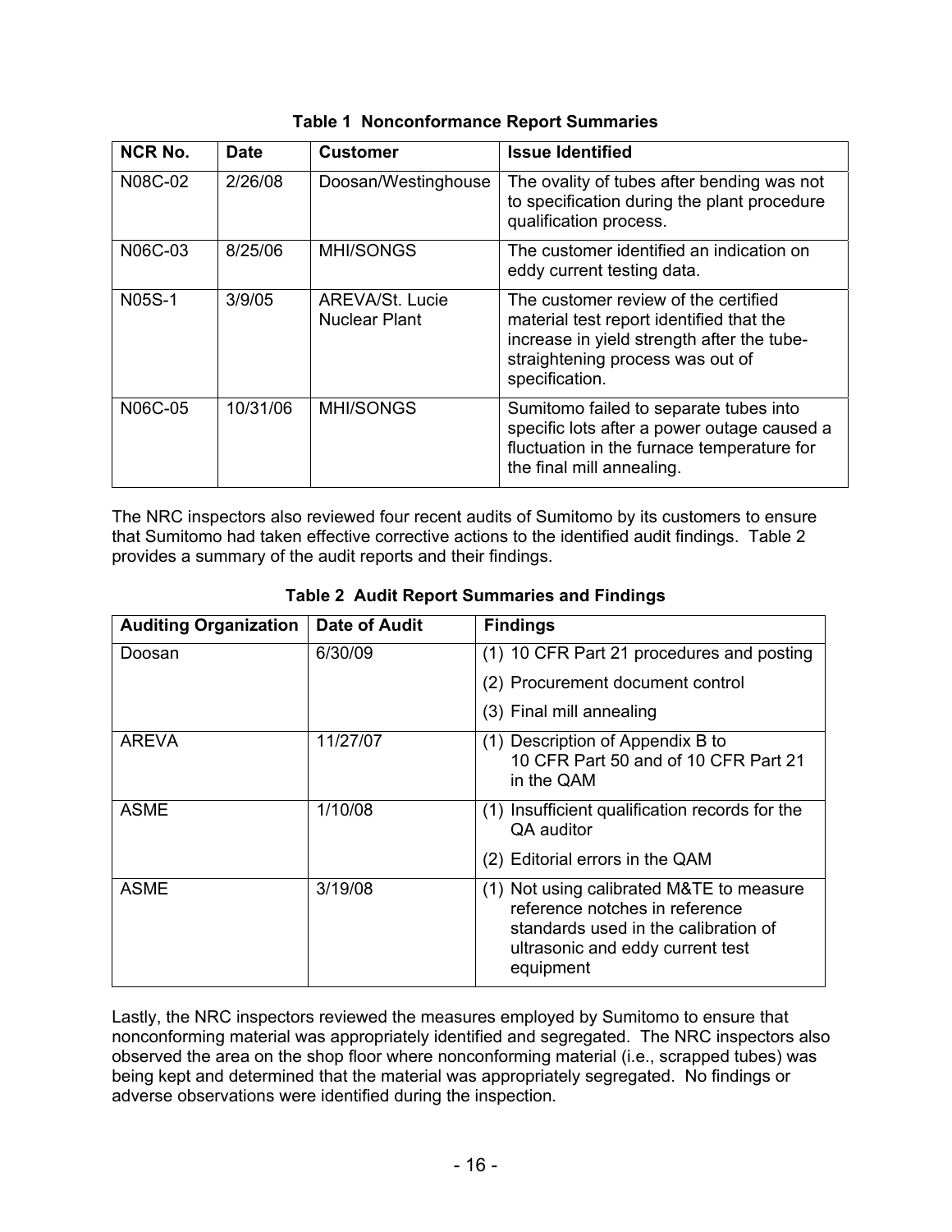**Table 1 Nonconformance Report Summaries**

| NCR No. | Date | Customer | Issue Identified |
|---|---|---|---|
| N08C-02 | 2/26/08 | Doosan/Westinghouse | The ovality of tubes after bending was not to specification during the plant procedure qualification process. |
| N06C-03 | 8/25/06 | MHI/SONGS | The customer identified an indication on eddy current testing data. |
| N05S-1 | 3/9/05 | AREVA/St. Lucie Nuclear Plant | The customer review of the certified material test report identified that the increase in yield strength after the tube-straightening process was out of specification. |
| N06C-05 | 10/31/06 | MHI/SONGS | Sumitomo failed to separate tubes into specific lots after a power outage caused a fluctuation in the furnace temperature for the final mill annealing. |

The NRC inspectors also reviewed four recent audits of Sumitomo by its customers to ensure that Sumitomo had taken effective corrective actions to the identified audit findings. Table 2 provides a summary of the audit reports and their findings.

**Table 2 Audit Report Summaries and Findings**

| Auditing Organization | Date of Audit | Findings |
|---|---|---|
| Doosan | 6/30/09 | (1) 10 CFR Part 21 procedures and posting<br>(2) Procurement document control<br>(3) Final mill annealing |
| AREVA | 11/27/07 | (1) Description of Appendix B to 10 CFR Part 50 and of 10 CFR Part 21 in the QAM |
| ASME | 1/10/08 | (1) Insufficient qualification records for the QA auditor<br>(2) Editorial errors in the QAM |
| ASME | 3/19/08 | (1) Not using calibrated M&TE to measure reference notches in reference standards used in the calibration of ultrasonic and eddy current test equipment |

Lastly, the NRC inspectors reviewed the measures employed by Sumitomo to ensure that nonconforming material was appropriately identified and segregated. The NRC inspectors also observed the area on the shop floor where nonconforming material (i.e., scrapped tubes) was being kept and determined that the material was appropriately segregated. No findings or adverse observations were identified during the inspection.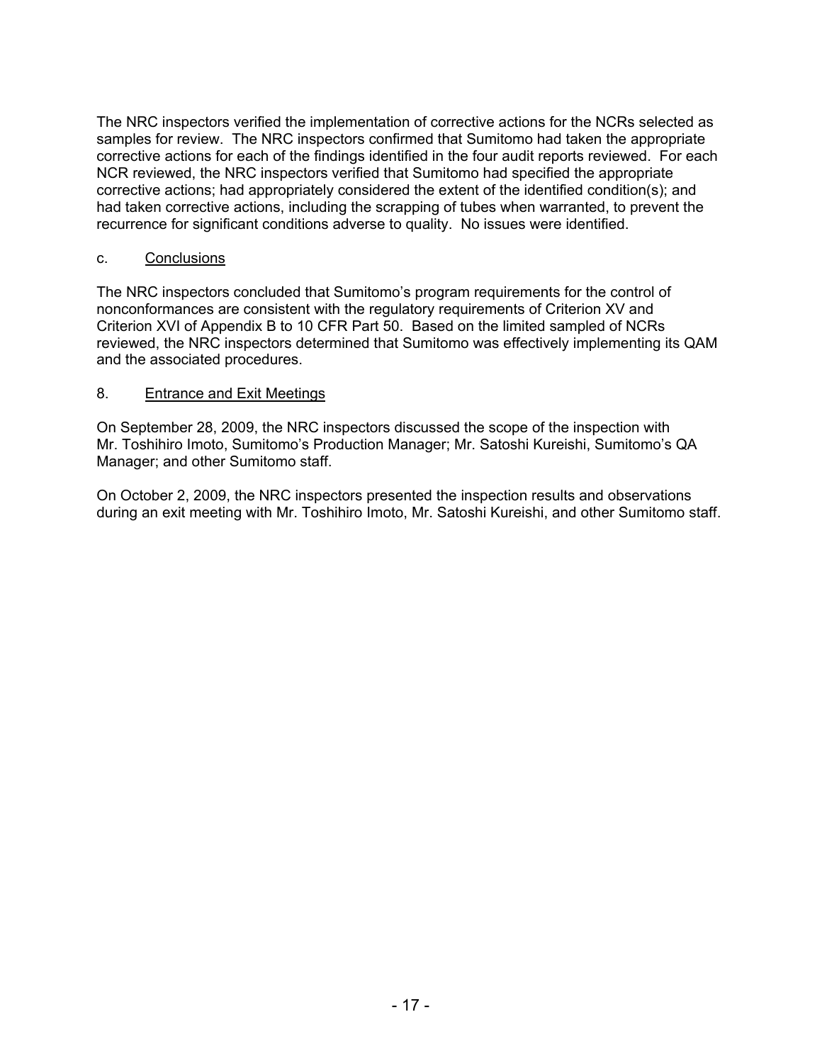The NRC inspectors verified the implementation of corrective actions for the NCRs selected as samples for review. The NRC inspectors confirmed that Sumitomo had taken the appropriate corrective actions for each of the findings identified in the four audit reports reviewed. For each NCR reviewed, the NRC inspectors verified that Sumitomo had specified the appropriate corrective actions; had appropriately considered the extent of the identified condition(s); and had taken corrective actions, including the scrapping of tubes when warranted, to prevent the recurrence for significant conditions adverse to quality. No issues were identified.

c. Conclusions

The NRC inspectors concluded that Sumitomo's program requirements for the control of nonconformances are consistent with the regulatory requirements of Criterion XV and Criterion XVI of Appendix B to 10 CFR Part 50. Based on the limited sampled of NCRs reviewed, the NRC inspectors determined that Sumitomo was effectively implementing its QAM and the associated procedures.

## 8. Entrance and Exit Meetings

On September 28, 2009, the NRC inspectors discussed the scope of the inspection with Mr. Toshihiro Imoto, Sumitomo's Production Manager; Mr. Satoshi Kureishi, Sumitomo's QA Manager; and other Sumitomo staff.

On October 2, 2009, the NRC inspectors presented the inspection results and observations during an exit meeting with Mr. Toshihiro Imoto, Mr. Satoshi Kureishi, and other Sumitomo staff.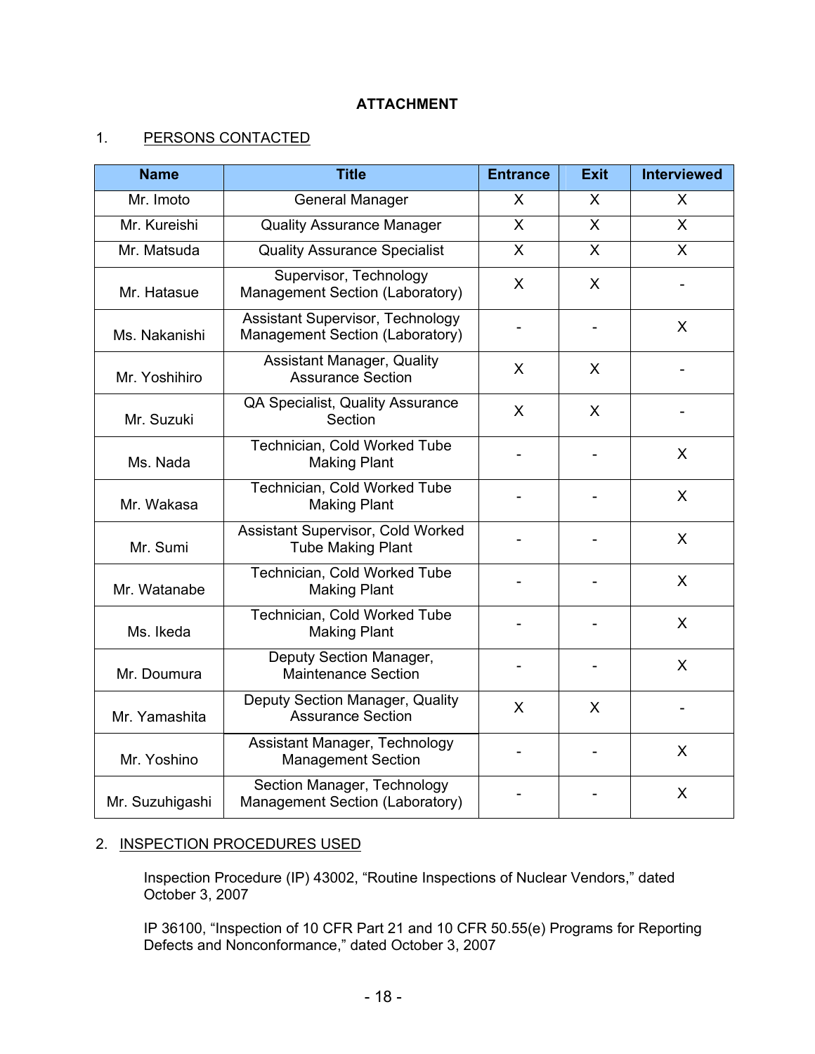**ATTACHMENT**

1. PERSONS CONTACTED

| Name | Title | Entrance | Exit | Interviewed |
|---|---|---|---|---|
| Mr. Imoto | General Manager | X | X | X |
| Mr. Kureishi | Quality Assurance Manager | X | X | X |
| Mr. Matsuda | Quality Assurance Specialist | X | X | X |
| Mr. Hatasue | Supervisor, Technology Management Section (Laboratory) | X | X | - |
| Ms. Nakanishi | Assistant Supervisor, Technology Management Section (Laboratory) | - | - | X |
| Mr. Yoshihiro | Assistant Manager, Quality Assurance Section | X | X | - |
| Mr. Suzuki | QA Specialist, Quality Assurance Section | X | X | - |
| Ms. Nada | Technician, Cold Worked Tube Making Plant | - | - | X |
| Mr. Wakasa | Technician, Cold Worked Tube Making Plant | - | - | X |
| Mr. Sumi | Assistant Supervisor, Cold Worked Tube Making Plant | - | - | X |
| Mr. Watanabe | Technician, Cold Worked Tube Making Plant | - | - | X |
| Ms. Ikeda | Technician, Cold Worked Tube Making Plant | - | - | X |
| Mr. Doumura | Deputy Section Manager, Maintenance Section | - | - | X |
| Mr. Yamashita | Deputy Section Manager, Quality Assurance Section | X | X | - |
| Mr. Yoshino | Assistant Manager, Technology Management Section | - | - | X |
| Mr. Suzuhigashi | Section Manager, Technology Management Section (Laboratory) | - | - | X |

2. INSPECTION PROCEDURES USED

Inspection Procedure (IP) 43002, "Routine Inspections of Nuclear Vendors," dated October 3, 2007

IP 36100, "Inspection of 10 CFR Part 21 and 10 CFR 50.55(e) Programs for Reporting Defects and Nonconformance," dated October 3, 2007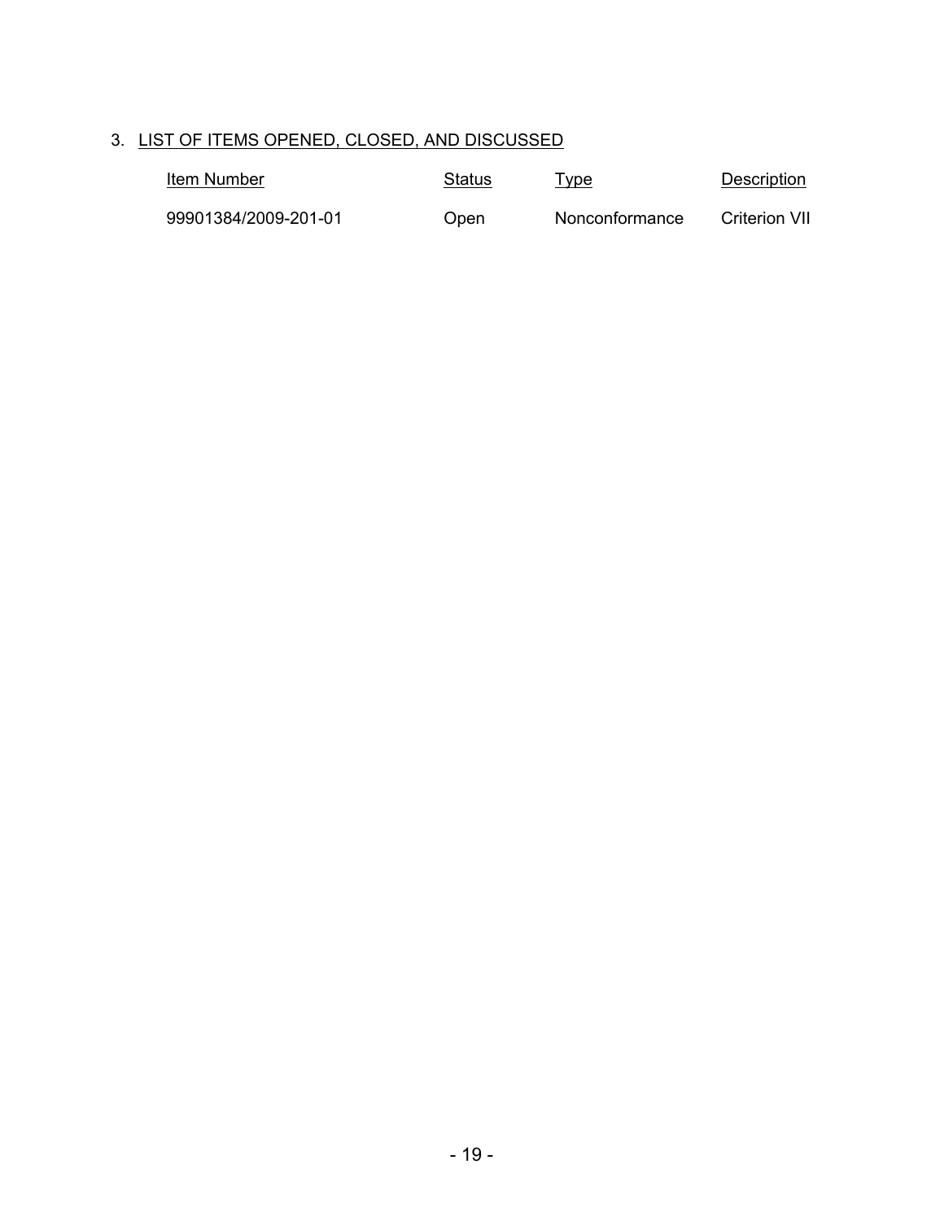3. LIST OF ITEMS OPENED, CLOSED, AND DISCUSSED

| Item Number | Status | Type | Description |
| --- | --- | --- | --- |
| 99901384/2009-201-01 | Open | Nonconformance | Criterion VII |